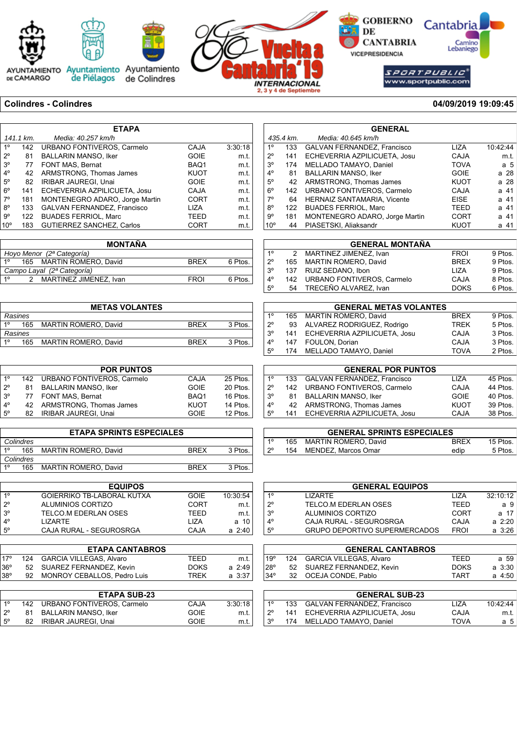AYUNTAMIENTO DE CAMARGO — Ayuntamiento de Piélagos — Ayuntamiento de Colindres — Vuelta a Cantabria'19 INTERNACIONAL 2, 3 y 4 de Septiembre — GOBIERNO DE CANTABRIA VICEPRESIDENCIA — Cantabria Camino Lebaniego — SPORTPUBLIC www.sportpublic.com

**Colindres - Colindres** — **04/09/2019 19:09:45**

## ETAPA

*141.1 km. Media: 40.257 km/h*

| Pos | Dorsal | Nombre | Equipo | Tiempo |
|---|---|---|---|---|
| 1º | 142 | URBANO FONTIVEROS, Carmelo | CAJA | 3:30:18 |
| 2º | 81 | BALLARIN MANSO, Iker | GOIE | m.t. |
| 3º | 77 | FONT MAS, Bernat | BAQ1 | m.t. |
| 4º | 42 | ARMSTRONG, Thomas James | KUOT | m.t. |
| 5º | 82 | IRIBAR JAUREGI, Unai | GOIE | m.t. |
| 6º | 141 | ECHEVERRIA AZPILICUETA, Josu | CAJA | m.t. |
| 7º | 181 | MONTENEGRO ADARO, Jorge Martin | CORT | m.t. |
| 8º | 133 | GALVAN FERNANDEZ, Francisco | LIZA | m.t. |
| 9º | 122 | BUADES FERRIOL, Marc | TEED | m.t. |
| 10º | 183 | GUTIERREZ SANCHEZ, Carlos | CORT | m.t. |

## GENERAL

*435.4 km. Media: 40.645 km/h*

| Pos | Dorsal | Nombre | Equipo | Tiempo |
|---|---|---|---|---|
| 1º | 133 | GALVAN FERNANDEZ, Francisco | LIZA | 10:42:44 |
| 2º | 141 | ECHEVERRIA AZPILICUETA, Josu | CAJA | m.t. |
| 3º | 174 | MELLADO TAMAYO, Daniel | TOVA | a 5 |
| 4º | 81 | BALLARIN MANSO, Iker | GOIE | a 28 |
| 5º | 42 | ARMSTRONG, Thomas James | KUOT | a 28 |
| 6º | 142 | URBANO FONTIVEROS, Carmelo | CAJA | a 41 |
| 7º | 64 | HERNAIZ SANTAMARIA, Vicente | EISE | a 41 |
| 8º | 122 | BUADES FERRIOL, Marc | TEED | a 41 |
| 9º | 181 | MONTENEGRO ADARO, Jorge Martin | CORT | a 41 |
| 10º | 44 | PIASETSKI, Aliaksandr | KUOT | a 41 |

## MONTAÑA

| Pos | Dorsal | Nombre | Equipo | Puntos |
|---|---|---|---|---|
| *Hoyo Menor (2ª Categoría)* | | | | |
| 1º | 165 | MARTIN ROMERO, David | BREX | 6 Ptos. |
| *Campo Layal (2ª Categoría)* | | | | |
| 1º | 2 | MARTINEZ JIMENEZ, Ivan | FROI | 6 Ptos. |

## GENERAL MONTAÑA

| Pos | Dorsal | Nombre | Equipo | Puntos |
|---|---|---|---|---|
| 1º | 2 | MARTINEZ JIMENEZ, Ivan | FROI | 9 Ptos. |
| 2º | 165 | MARTIN ROMERO, David | BREX | 9 Ptos. |
| 3º | 137 | RUIZ SEDANO, Ibon | LIZA | 9 Ptos. |
| 4º | 142 | URBANO FONTIVEROS, Carmelo | CAJA | 8 Ptos. |
| 5º | 54 | TRECEÑO ALVAREZ, Ivan | DOKS | 6 Ptos. |

## METAS VOLANTES

| Pos | Dorsal | Nombre | Equipo | Puntos |
|---|---|---|---|---|
| *Rasines* | | | | |
| 1º | 165 | MARTIN ROMERO, David | BREX | 3 Ptos. |
| *Rasines* | | | | |
| 1º | 165 | MARTIN ROMERO, David | BREX | 3 Ptos. |

## GENERAL METAS VOLANTES

| Pos | Dorsal | Nombre | Equipo | Puntos |
|---|---|---|---|---|
| 1º | 165 | MARTIN ROMERO, David | BREX | 9 Ptos. |
| 2º | 93 | ALVAREZ RODRIGUEZ, Rodrigo | TREK | 5 Ptos. |
| 3º | 141 | ECHEVERRIA AZPILICUETA, Josu | CAJA | 3 Ptos. |
| 4º | 147 | FOULON, Dorian | CAJA | 3 Ptos. |
| 5º | 174 | MELLADO TAMAYO, Daniel | TOVA | 2 Ptos. |

## POR PUNTOS

| Pos | Dorsal | Nombre | Equipo | Puntos |
|---|---|---|---|---|
| 1º | 142 | URBANO FONTIVEROS, Carmelo | CAJA | 25 Ptos. |
| 2º | 81 | BALLARIN MANSO, Iker | GOIE | 20 Ptos. |
| 3º | 77 | FONT MAS, Bernat | BAQ1 | 16 Ptos. |
| 4º | 42 | ARMSTRONG, Thomas James | KUOT | 14 Ptos. |
| 5º | 82 | IRIBAR JAUREGI, Unai | GOIE | 12 Ptos. |

## GENERAL POR PUNTOS

| Pos | Dorsal | Nombre | Equipo | Puntos |
|---|---|---|---|---|
| 1º | 133 | GALVAN FERNANDEZ, Francisco | LIZA | 45 Ptos. |
| 2º | 142 | URBANO FONTIVEROS, Carmelo | CAJA | 44 Ptos. |
| 3º | 81 | BALLARIN MANSO, Iker | GOIE | 40 Ptos. |
| 4º | 42 | ARMSTRONG, Thomas James | KUOT | 39 Ptos. |
| 5º | 141 | ECHEVERRIA AZPILICUETA, Josu | CAJA | 38 Ptos. |

## ETAPA SPRINTS ESPECIALES

| Pos | Dorsal | Nombre | Equipo | Puntos |
|---|---|---|---|---|
| *Colindres* | | | | |
| 1º | 165 | MARTIN ROMERO, David | BREX | 3 Ptos. |
| *Colindres* | | | | |
| 1º | 165 | MARTIN ROMERO, David | BREX | 3 Ptos. |

## GENERAL SPRINTS ESPECIALES

| Pos | Dorsal | Nombre | Equipo | Puntos |
|---|---|---|---|---|
| 1º | 165 | MARTIN ROMERO, David | BREX | 15 Ptos. |
| 2º | 154 | MENDEZ, Marcos Omar | edip | 5 Ptos. |

## EQUIPOS

| Pos | Equipo | Código | Tiempo |
|---|---|---|---|
| 1º | GOIERRIKO TB-LABORAL KUTXA | GOIE | 10:30:54 |
| 2º | ALUMINIOS CORTIZO | CORT | m.t. |
| 3º | TELCO.M EDERLAN OSES | TEED | m.t. |
| 4º | LIZARTE | LIZA | a 10 |
| 5º | CAJA RURAL - SEGUROSRGA | CAJA | a 2:40 |

## GENERAL EQUIPOS

| Pos | Equipo | Código | Tiempo |
|---|---|---|---|
| 1º | LIZARTE | LIZA | 32:10:12 |
| 2º | TELCO.M EDERLAN OSES | TEED | a 9 |
| 3º | ALUMINIOS CORTIZO | CORT | a 17 |
| 4º | CAJA RURAL - SEGUROSRGA | CAJA | a 2:20 |
| 5º | GRUPO DEPORTIVO SUPERMERCADOS | FROI | a 3:26 |

## ETAPA CANTABROS

| Pos | Dorsal | Nombre | Equipo | Tiempo |
|---|---|---|---|---|
| 17º | 124 | GARCIA VILLEGAS, Alvaro | TEED | m.t. |
| 36º | 52 | SUAREZ FERNANDEZ, Kevin | DOKS | a 2:49 |
| 38º | 92 | MONROY CEBALLOS, Pedro Luis | TREK | a 3:37 |

## GENERAL CANTABROS

| Pos | Dorsal | Nombre | Equipo | Tiempo |
|---|---|---|---|---|
| 19º | 124 | GARCIA VILLEGAS, Alvaro | TEED | a 59 |
| 28º | 52 | SUAREZ FERNANDEZ, Kevin | DOKS | a 3:30 |
| 34º | 32 | OCEJA CONDE, Pablo | TART | a 4:50 |

## ETAPA SUB-23

| Pos | Dorsal | Nombre | Equipo | Tiempo |
|---|---|---|---|---|
| 1º | 142 | URBANO FONTIVEROS, Carmelo | CAJA | 3:30:18 |
| 2º | 81 | BALLARIN MANSO, Iker | GOIE | m.t. |
| 5º | 82 | IRIBAR JAUREGI, Unai | GOIE | m.t. |

## GENERAL SUB-23

| Pos | Dorsal | Nombre | Equipo | Tiempo |
|---|---|---|---|---|
| 1º | 133 | GALVAN FERNANDEZ, Francisco | LIZA | 10:42:44 |
| 2º | 141 | ECHEVERRIA AZPILICUETA, Josu | CAJA | m.t. |
| 3º | 174 | MELLADO TAMAYO, Daniel | TOVA | a 5 |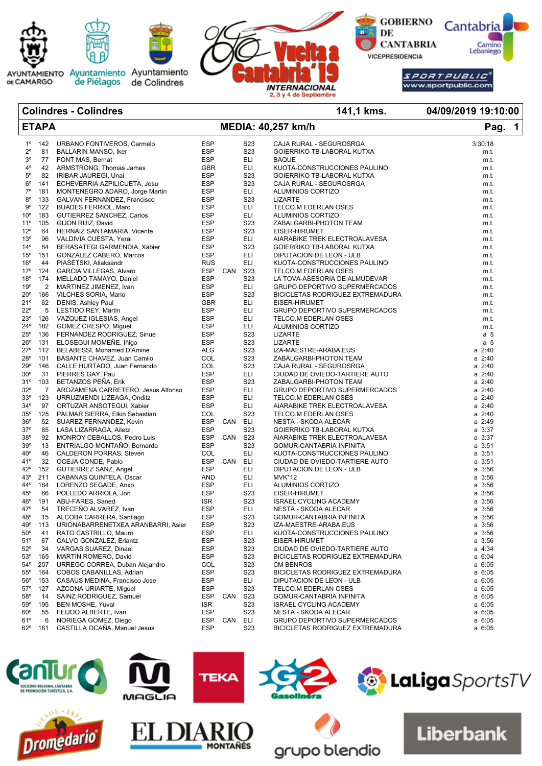Colindres - Colindres | 141,1 kms. | 04/09/2019 19:10:00

ETAPA | MEDIA: 40,257 km/h

| Pos. | Dorsal | Nombre | País | Reg. | Cat. | Equipo | Tiempo |
|---|---|---|---|---|---|---|---|
| 1º | 142 | URBANO FONTIVEROS, Carmelo | ESP | | S23 | CAJA RURAL - SEGUROSRGA | 3:30:18 |
| 2º | 81 | BALLARIN MANSO, Iker | ESP | | S23 | GOIERRIKO TB-LABORAL KUTXA | m.t. |
| 3º | 77 | FONT MAS, Bernat | ESP | | ELI | BAQUE | m.t. |
| 4º | 42 | ARMSTRONG, Thomas James | GBR | | ELI | KUOTA-CONSTRUCCIONES PAULINO | m.t. |
| 5º | 82 | IRIBAR JAUREGI, Unai | ESP | | S23 | GOIERRIKO TB-LABORAL KUTXA | m.t. |
| 6º | 141 | ECHEVERRIA AZPILICUETA, Josu | ESP | | S23 | CAJA RURAL - SEGUROSRGA | m.t. |
| 7º | 181 | MONTENEGRO ADARO, Jorge Martin | ESP | | ELI | ALUMINIOS CORTIZO | m.t. |
| 8º | 133 | GALVAN FERNANDEZ, Francisco | ESP | | S23 | LIZARTE | m.t. |
| 9º | 122 | BUADES FERRIOL, Marc | ESP | | ELI | TELCO.M EDERLAN OSES | m.t. |
| 10º | 183 | GUTIERREZ SANCHEZ, Carlos | ESP | | ELI | ALUMINIOS CORTIZO | m.t. |
| 11º | 105 | GIJON RUIZ, David | ESP | | S23 | ZABALGARBI-PHOTON TEAM | m.t. |
| 12º | 64 | HERNANDEZ SANTAMARIA, Vicente | ESP | | S23 | EISER-HIRUMET | m.t. |
| 13º | 96 | VALDIVIA CUESTA, Yerai | ESP | | ELI | AIARABIKE TREK ELECTROALAVESA | m.t. |
| 14º | 84 | BERASATEGI GARMENDIA, Xabier | ESP | | S23 | GOIERRIKO TB-LABORAL KUTXA | m.t. |
| 15º | 151 | GONZALEZ CABERO, Marcos | ESP | | ELI | DIPUTACION DE LEON - ULB | m.t. |
| 16º | 44 | PIASETSKI, Aliaksandr | RUS | | ELI | KUOTA-CONSTRUCCIONES PAULINO | m.t. |
| 17º | 124 | GARCIA VILLEGAS, Alvaro | ESP | CAN | S23 | TELCO.M EDERLAN OSES | m.t. |
| 18º | 174 | MELLADO TAMAYO, Daniel | ESP | | S23 | LA TOVA-ASESORIA DE ALMUDEVAR | m.t. |
| 19º | 2 | MARTINEZ JIMENEZ, Ivan | ESP | | ELI | GRUPO DEPORTIVO SUPERMERCADOS | m.t. |
| 20º | 166 | VILCHES SORIA, Mario | ESP | | S23 | BICICLETAS RODRIGUEZ EXTREMADURA | m.t. |
| 21º | 62 | DENIS, Ashley Paul | GBR | | ELI | EISER-HIRUMET | m.t. |
| 22º | 5 | LESTIDO REY, Martin | ESP | | ELI | GRUPO DEPORTIVO SUPERMERCADOS | m.t. |
| 23º | 126 | VAZQUEZ IGLESIAS, Angel | ESP | | ELI | TELCO.M EDERLAN OSES | m.t. |
| 24º | 182 | GOMEZ CRESPO, Miguel | ESP | | ELI | ALUMINIOS CORTIZO | m.t. |
| 25º | 136 | FERNANDEZ RODRIGUEZ, Sinue | ESP | | S23 | LIZARTE | a 5 |
| 26º | 131 | ELOSEGUI MOMEÑE, Iñigo | ESP | | S23 | LIZARTE | a 5 |
| 27º | 112 | BELABESSI, Mohamed D'Amine | ALG | | S23 | IZA-MAESTRE-ARABA.EUS | a 2:40 |
| 28º | 101 | BASANTE CHAVEZ, Juan Camilo | COL | | S23 | ZABALGARBI-PHOTON TEAM | a 2:40 |
| 29º | 146 | CALLE HURTADO, Juan Fernando | COL | | S23 | CAJA RURAL - SEGUROSRGA | a 2:40 |
| 30º | 31 | PIERRES GAY, Pau | ESP | | ELI | CIUDAD DE OVIEDO-TARTIERE AUTO | a 2:40 |
| 31º | 103 | BETANZOS PEÑA, Erik | ESP | | S23 | ZABALGARBI-PHOTON TEAM | a 2:40 |
| 32º | 7 | AROZAMENA CARRETERO, Jesus Alfonso | ESP | | ELI | GRUPO DEPORTIVO SUPERMERCADOS | a 2:40 |
| 33º | 123 | URRUZMENDI LIZEAGA, Onditz | ESP | | ELI | TELCO.M EDERLAN OSES | a 2:40 |
| 34º | 97 | ORTUZAR ANSOTEGUI, Xabier | ESP | | ELI | AIARABIKE TREK ELECTROALAVESA | a 2:40 |
| 35º | 125 | PALMAR SIERRA, Elkin Sebastian | COL | | S23 | TELCO.M EDERLAN OSES | a 2:40 |
| 36º | 52 | SUAREZ FERNANDEZ, Kevin | ESP | CAN | ELI | NESTA - SKODA ALECAR | a 2:49 |
| 37º | 85 | LASA LIZARRAGA, Ailetz | ESP | | S23 | GOIERRIKO TB-LABORAL KUTXA | a 3:37 |
| 38º | 92 | MONROY CEBALLOS, Pedro Luis | ESP | CAN | S23 | AIARABIKE TREK ELECTROALAVESA | a 3:37 |
| 39º | 13 | ENTRIALGO MONTAÑO, Bernardo | ESP | | S23 | GOMUR-CANTABRIA INFINITA | a 3:51 |
| 40º | 46 | CALDERON PORRAS, Steven | COL | | ELI | KUOTA-CONSTRUCCIONES PAULINO | a 3:51 |
| 41º | 32 | OCEJA CONDE, Pablo | ESP | CAN | ELI | CIUDAD DE OVIEDO-TARTIERE AUTO | a 3:51 |
| 42º | 152 | GUTIERREZ SANZ, Angel | ESP | | ELI | DIPUTACION DE LEON - ULB | a 3:56 |
| 43º | 211 | CABANAS QUINTELA, Oscar | AND | | ELI | MVK*12 | a 3:56 |
| 44º | 184 | LORENZO SEGADE, Anxo | ESP | | ELI | ALUMINIOS CORTIZO | a 3:56 |
| 45º | 66 | POLLEDO ARRIOLA, Jon | ESP | | S23 | EISER-HIRUMET | a 3:56 |
| 46º | 191 | ABU-FARES, Saned | ISR | | S23 | ISRAEL CYCLING ACADEMY | a 3:56 |
| 47º | 54 | TRECEÑO ALVAREZ, Ivan | ESP | | ELI | NESTA - SKODA ALECAR | a 3:56 |
| 48º | 15 | ALCOBA CARRERA, Santiago | ESP | | S23 | GOMUR-CANTABRIA INFINITA | a 3:56 |
| 49º | 113 | URIONABARRENETXEA ARANBARRI, Asier | ESP | | S23 | IZA-MAESTRE-ARABA.EUS | a 3:56 |
| 50º | 41 | RATO CASTRILLO, Mauro | ESP | | ELI | KUOTA-CONSTRUCCIONES PAULINO | a 3:56 |
| 51º | 67 | CALVO GONZALEZ, Erlantz | ESP | | S23 | EISER-HIRUMET | a 3:56 |
| 52º | 34 | VARGAS SUAREZ, Dinael | ESP | | S23 | CIUDAD DE OVIEDO-TARTIERE AUTO | a 4:34 |
| 53º | 165 | MARTIN ROMERO, David | ESP | | S23 | BICICLETAS RODRIGUEZ EXTREMADURA | a 6:04 |
| 54º | 207 | URREGO CORREA, Duban Alejandro | COL | | S23 | CM BENROS | a 6:05 |
| 55º | 164 | COBOS CABANILLAS, Adrian | ESP | | S23 | BICICLETAS RODRIGUEZ EXTREMADURA | a 6:05 |
| 56º | 153 | CASAUS MEDINA, Francisco Jose | ESP | | ELI | DIPUTACION DE LEON - ULB | a 6:05 |
| 57º | 127 | AZCONA URIARTE, Miguel | ESP | | S23 | TELCO.M EDERLAN OSES | a 6:05 |
| 58º | 14 | SAINZ RODRIGUEZ, Samuel | ESP | CAN | S23 | GOMUR-CANTABRIA INFINITA | a 6:05 |
| 59º | 195 | BEN MOSHE, Yuval | ISR | | S23 | ISRAEL CYCLING ACADEMY | a 6:05 |
| 60º | 55 | FEIJOO ALBERTE, Ivan | ESP | | S23 | NESTA - SKODA ALECAR | a 6:05 |
| 61º | 6 | NORIEGA GOMEZ, Diego | ESP | CAN | ELI | GRUPO DEPORTIVO SUPERMERCADOS | a 6:05 |
| 62º | 161 | CASTILLA OCAÑA, Manuel Jesus | ESP | | S23 | BICICLETAS RODRIGUEZ EXTREMADURA | a 6:05 |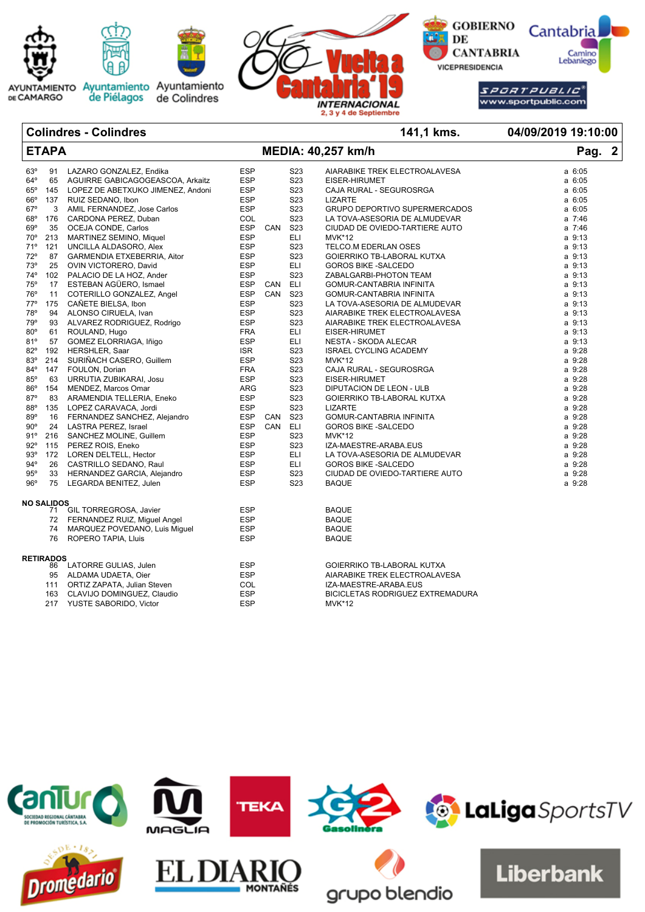| Colindres - Colindres | | 141,1 kms. | 04/09/2019 19:10:00 |
|---|---|---|---|
| **ETAPA** | **MEDIA: 40,257 km/h** | | **Pag. 2** |

| Pos. | Dorsal | Nombre | Nac. | Reg. | Cat. | Equipo | Tiempo |
|---|---|---|---|---|---|---|---|
| 63º | 91 | LAZARO GONZALEZ, Endika | ESP | | S23 | AIARABIKE TREK ELECTROALAVESA | a 6:05 |
| 64º | 65 | AGUIRRE GABICAGOGEASCOA, Arkaitz | ESP | | S23 | EISER-HIRUMET | a 6:05 |
| 65º | 145 | LOPEZ DE ABETXUKO JIMENEZ, Andoni | ESP | | S23 | CAJA RURAL - SEGUROSRGA | a 6:05 |
| 66º | 137 | RUIZ SEDANO, Ibon | ESP | | S23 | LIZARTE | a 6:05 |
| 67º | 3 | AMIL FERNANDEZ, Jose Carlos | ESP | | S23 | GRUPO DEPORTIVO SUPERMERCADOS | a 6:05 |
| 68º | 176 | CARDONA PEREZ, Duban | COL | | S23 | LA TOVA-ASESORIA DE ALMUDEVAR | a 7:46 |
| 69º | 35 | OCEJA CONDE, Carlos | ESP | CAN | S23 | CIUDAD DE OVIEDO-TARTIERE AUTO | a 7:46 |
| 70º | 213 | MARTINEZ SEMINO, Miquel | ESP | | ELI | MVK*12 | a 9:13 |
| 71º | 121 | UNCILLA ALDASORO, Alex | ESP | | S23 | TELCO.M EDERLAN OSES | a 9:13 |
| 72º | 87 | GARMENDIA ETXEBERRIA, Aitor | ESP | | S23 | GOIERRIKO TB-LABORAL KUTXA | a 9:13 |
| 73º | 25 | OVIN VICTORERO, David | ESP | | ELI | GOROS BIKE -SALCEDO | a 9:13 |
| 74º | 102 | PALACIO DE LA HOZ, Ander | ESP | | S23 | ZABALGARBI-PHOTON TEAM | a 9:13 |
| 75º | 17 | ESTEBAN AGÜERO, Ismael | ESP | CAN | ELI | GOMUR-CANTABRIA INFINITA | a 9:13 |
| 76º | 11 | COTERILLO GONZALEZ, Angel | ESP | CAN | S23 | GOMUR-CANTABRIA INFINITA | a 9:13 |
| 77º | 175 | CAÑETE BIELSA, Ibon | ESP | | S23 | LA TOVA-ASESORIA DE ALMUDEVAR | a 9:13 |
| 78º | 94 | ALONSO CIRUELA, Ivan | ESP | | S23 | AIARABIKE TREK ELECTROALAVESA | a 9:13 |
| 79º | 93 | ALVAREZ RODRIGUEZ, Rodrigo | ESP | | S23 | AIARABIKE TREK ELECTROALAVESA | a 9:13 |
| 80º | 61 | ROULAND, Hugo | FRA | | ELI | EISER-HIRUMET | a 9:13 |
| 81º | 57 | GOMEZ ELORRIAGA, Iñigo | ESP | | ELI | NESTA - SKODA ALECAR | a 9:13 |
| 82º | 192 | HERSHLER, Saar | ISR | | S23 | ISRAEL CYCLING ACADEMY | a 9:28 |
| 83º | 214 | SURIÑACH CASERO, Guillem | ESP | | S23 | MVK*12 | a 9:28 |
| 84º | 147 | FOULON, Dorian | FRA | | S23 | CAJA RURAL - SEGUROSRGA | a 9:28 |
| 85º | 63 | URRUTIA ZUBIKARAI, Josu | ESP | | S23 | EISER-HIRUMET | a 9:28 |
| 86º | 154 | MENDEZ, Marcos Omar | ARG | | S23 | DIPUTACION DE LEON - ULB | a 9:28 |
| 87º | 83 | ARAMENDIA TELLERIA, Eneko | ESP | | S23 | GOIERRIKO TB-LABORAL KUTXA | a 9:28 |
| 88º | 135 | LOPEZ CARAVACA, Jordi | ESP | | S23 | LIZARTE | a 9:28 |
| 89º | 16 | FERNANDEZ SANCHEZ, Alejandro | ESP | CAN | S23 | GOMUR-CANTABRIA INFINITA | a 9:28 |
| 90º | 24 | LASTRA PEREZ, Israel | ESP | CAN | ELI | GOROS BIKE -SALCEDO | a 9:28 |
| 91º | 216 | SANCHEZ MOLINE, Guillem | ESP | | S23 | MVK*12 | a 9:28 |
| 92º | 115 | PEREZ ROIS, Eneko | ESP | | S23 | IZA-MAESTRE-ARABA.EUS | a 9:28 |
| 93º | 172 | LOREN DELTELL, Hector | ESP | | ELI | LA TOVA-ASESORIA DE ALMUDEVAR | a 9:28 |
| 94º | 26 | CASTRILLO SEDANO, Raul | ESP | | ELI | GOROS BIKE -SALCEDO | a 9:28 |
| 95º | 33 | HERNANDEZ GARCIA, Alejandro | ESP | | S23 | CIUDAD DE OVIEDO-TARTIERE AUTO | a 9:28 |
| 96º | 75 | LEGARDA BENITEZ, Julen | ESP | | S23 | BAQUE | a 9:28 |

**NO SALIDOS**

| Dorsal | Nombre | Nac. | Equipo |
|---|---|---|---|
| 71 | GIL TORREGROSA, Javier | ESP | BAQUE |
| 72 | FERNANDEZ RUIZ, Miguel Angel | ESP | BAQUE |
| 74 | MARQUEZ POVEDANO, Luis Miguel | ESP | BAQUE |
| 76 | ROPERO TAPIA, Lluis | ESP | BAQUE |

**RETIRADOS**

| Dorsal | Nombre | Nac. | Equipo |
|---|---|---|---|
| 86 | LATORRE GULIAS, Julen | ESP | GOIERRIKO TB-LABORAL KUTXA |
| 95 | ALDAMA UDAETA, Oier | ESP | AIARABIKE TREK ELECTROALAVESA |
| 111 | ORTIZ ZAPATA, Julian Steven | COL | IZA-MAESTRE-ARABA.EUS |
| 163 | CLAVIJO DOMINGUEZ, Claudio | ESP | BICICLETAS RODRIGUEZ EXTREMADURA |
| 217 | YUSTE SABORIDO, Victor | ESP | MVK*12 |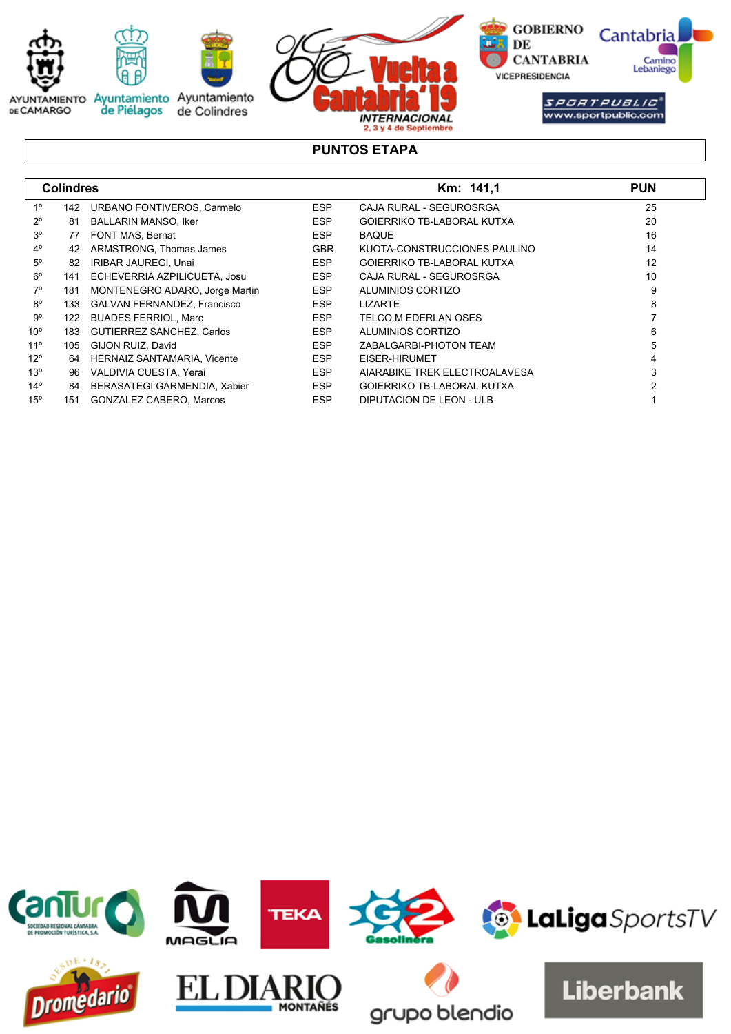## PUNTOS ETAPA

| Colindres | | | | Km: 141,1 | PUN |
|---|---|---|---|---|---|
| 1º | 142 | URBANO FONTIVEROS, Carmelo | ESP | CAJA RURAL - SEGUROSRGA | 25 |
| 2º | 81 | BALLARIN MANSO, Iker | ESP | GOIERRIKO TB-LABORAL KUTXA | 20 |
| 3º | 77 | FONT MAS, Bernat | ESP | BAQUE | 16 |
| 4º | 42 | ARMSTRONG, Thomas James | GBR | KUOTA-CONSTRUCCIONES PAULINO | 14 |
| 5º | 82 | IRIBAR JAUREGI, Unai | ESP | GOIERRIKO TB-LABORAL KUTXA | 12 |
| 6º | 141 | ECHEVERRIA AZPILICUETA, Josu | ESP | CAJA RURAL - SEGUROSRGA | 10 |
| 7º | 181 | MONTENEGRO ADARO, Jorge Martin | ESP | ALUMINIOS CORTIZO | 9 |
| 8º | 133 | GALVAN FERNANDEZ, Francisco | ESP | LIZARTE | 8 |
| 9º | 122 | BUADES FERRIOL, Marc | ESP | TELCO.M EDERLAN OSES | 7 |
| 10º | 183 | GUTIERREZ SANCHEZ, Carlos | ESP | ALUMINIOS CORTIZO | 6 |
| 11º | 105 | GIJON RUIZ, David | ESP | ZABALGARBI-PHOTON TEAM | 5 |
| 12º | 64 | HERNAIZ SANTAMARIA, Vicente | ESP | EISER-HIRUMET | 4 |
| 13º | 96 | VALDIVIA CUESTA, Yerai | ESP | AIARABIKE TREK ELECTROALAVESA | 3 |
| 14º | 84 | BERASATEGI GARMENDIA, Xabier | ESP | GOIERRIKO TB-LABORAL KUTXA | 2 |
| 15º | 151 | GONZALEZ CABERO, Marcos | ESP | DIPUTACION DE LEON - ULB | 1 |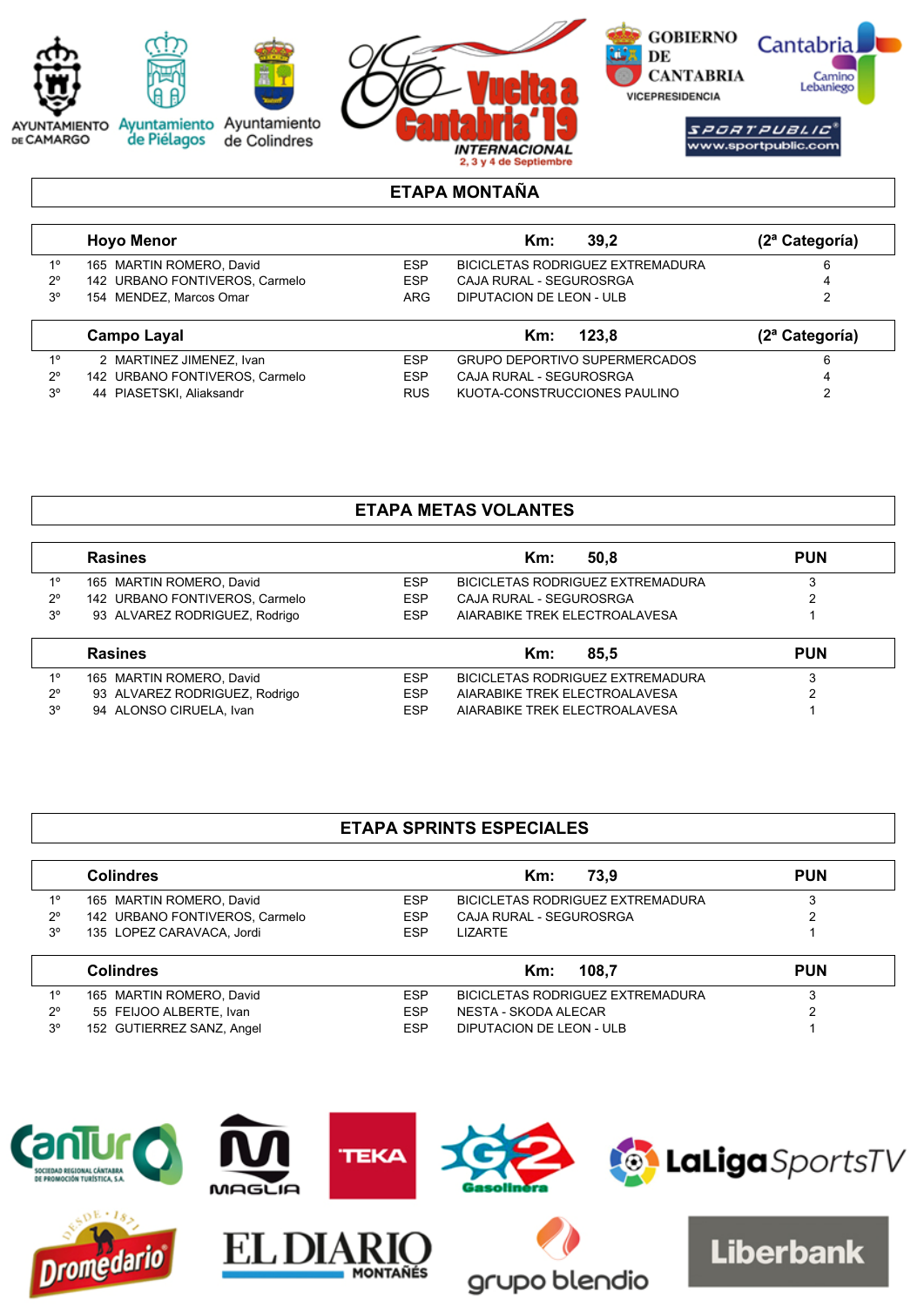## ETAPA MONTAÑA

| | Hoyo Menor | | Km: 39,2 | (2ª Categoría) |
|---|---|---|---|---|
| 1º | 165 MARTIN ROMERO, David | ESP | BICICLETAS RODRIGUEZ EXTREMADURA | 6 |
| 2º | 142 URBANO FONTIVEROS, Carmelo | ESP | CAJA RURAL - SEGUROSRGA | 4 |
| 3º | 154 MENDEZ, Marcos Omar | ARG | DIPUTACION DE LEON - ULB | 2 |

| | Campo Layal | | Km: 123,8 | (2ª Categoría) |
|---|---|---|---|---|
| 1º | 2 MARTINEZ JIMENEZ, Ivan | ESP | GRUPO DEPORTIVO SUPERMERCADOS | 6 |
| 2º | 142 URBANO FONTIVEROS, Carmelo | ESP | CAJA RURAL - SEGUROSRGA | 4 |
| 3º | 44 PIASETSKI, Aliaksandr | RUS | KUOTA-CONSTRUCCIONES PAULINO | 2 |

## ETAPA METAS VOLANTES

| | Rasines | | Km: 50,8 | PUN |
|---|---|---|---|---|
| 1º | 165 MARTIN ROMERO, David | ESP | BICICLETAS RODRIGUEZ EXTREMADURA | 3 |
| 2º | 142 URBANO FONTIVEROS, Carmelo | ESP | CAJA RURAL - SEGUROSRGA | 2 |
| 3º | 93 ALVAREZ RODRIGUEZ, Rodrigo | ESP | AIARABIKE TREK ELECTROALAVESA | 1 |

| | Rasines | | Km: 85,5 | PUN |
|---|---|---|---|---|
| 1º | 165 MARTIN ROMERO, David | ESP | BICICLETAS RODRIGUEZ EXTREMADURA | 3 |
| 2º | 93 ALVAREZ RODRIGUEZ, Rodrigo | ESP | AIARABIKE TREK ELECTROALAVESA | 2 |
| 3º | 94 ALONSO CIRUELA, Ivan | ESP | AIARABIKE TREK ELECTROALAVESA | 1 |

## ETAPA SPRINTS ESPECIALES

| | Colindres | | Km: 73,9 | PUN |
|---|---|---|---|---|
| 1º | 165 MARTIN ROMERO, David | ESP | BICICLETAS RODRIGUEZ EXTREMADURA | 3 |
| 2º | 142 URBANO FONTIVEROS, Carmelo | ESP | CAJA RURAL - SEGUROSRGA | 2 |
| 3º | 135 LOPEZ CARAVACA, Jordi | ESP | LIZARTE | 1 |

| | Colindres | | Km: 108,7 | PUN |
|---|---|---|---|---|
| 1º | 165 MARTIN ROMERO, David | ESP | BICICLETAS RODRIGUEZ EXTREMADURA | 3 |
| 2º | 55 FEIJOO ALBERTE, Ivan | ESP | NESTA - SKODA ALECAR | 2 |
| 3º | 152 GUTIERREZ SANZ, Angel | ESP | DIPUTACION DE LEON - ULB | 1 |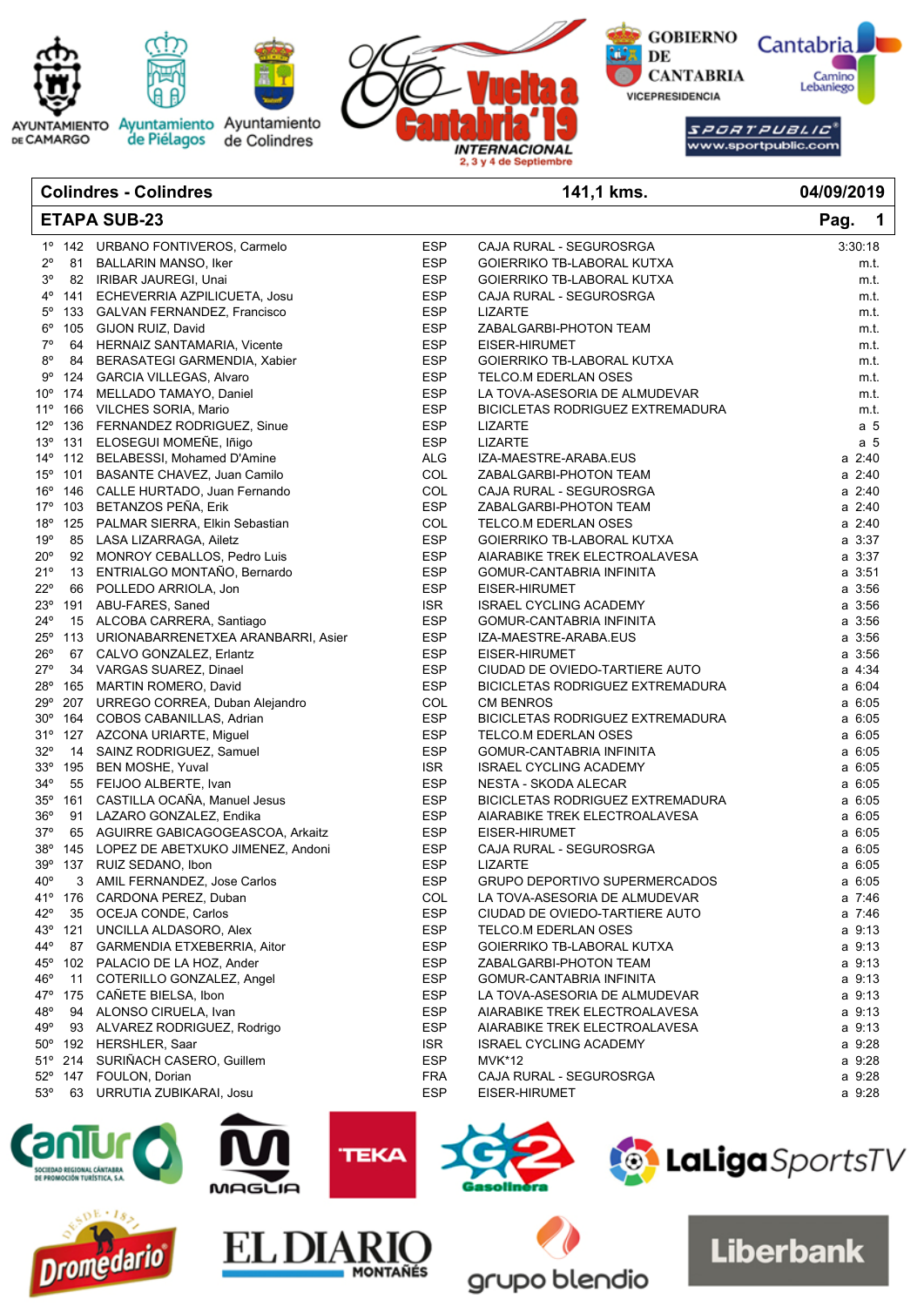| Colindres - Colindres | 141,1 kms. | 04/09/2019 |
|---|---|---|
| **ETAPA SUB-23** | | **Pag. 1** |

| Pos. | Dorsal | Nombre | Nac. | Equipo | Tiempo |
|---|---|---|---|---|---|
| 1º | 142 | URBANO FONTIVEROS, Carmelo | ESP | CAJA RURAL - SEGUROSRGA | 3:30:18 |
| 2º | 81 | BALLARIN MANSO, Iker | ESP | GOIERRIKO TB-LABORAL KUTXA | m.t. |
| 3º | 82 | IRIBAR JAUREGI, Unai | ESP | GOIERRIKO TB-LABORAL KUTXA | m.t. |
| 4º | 141 | ECHEVERRIA AZPILICUETA, Josu | ESP | CAJA RURAL - SEGUROSRGA | m.t. |
| 5º | 133 | GALVAN FERNANDEZ, Francisco | ESP | LIZARTE | m.t. |
| 6º | 105 | GIJON RUIZ, David | ESP | ZABALGARBI-PHOTON TEAM | m.t. |
| 7º | 64 | HERNAIZ SANTAMARIA, Vicente | ESP | EISER-HIRUMET | m.t. |
| 8º | 84 | BERASATEGI GARMENDIA, Xabier | ESP | GOIERRIKO TB-LABORAL KUTXA | m.t. |
| 9º | 124 | GARCIA VILLEGAS, Alvaro | ESP | TELCO.M EDERLAN OSES | m.t. |
| 10º | 174 | MELLADO TAMAYO, Daniel | ESP | LA TOVA-ASESORIA DE ALMUDEVAR | m.t. |
| 11º | 166 | VILCHES SORIA, Mario | ESP | BICICLETAS RODRIGUEZ EXTREMADURA | m.t. |
| 12º | 136 | FERNANDEZ RODRIGUEZ, Sinue | ESP | LIZARTE | a 5 |
| 13º | 131 | ELOSEGUI MOMEÑE, Iñigo | ESP | LIZARTE | a 5 |
| 14º | 112 | BELABESSI, Mohamed D'Amine | ALG | IZA-MAESTRE-ARABA.EUS | a 2:40 |
| 15º | 101 | BASANTE CHAVEZ, Juan Camilo | COL | ZABALGARBI-PHOTON TEAM | a 2:40 |
| 16º | 146 | CALLE HURTADO, Juan Fernando | COL | CAJA RURAL - SEGUROSRGA | a 2:40 |
| 17º | 103 | BETANZOS PEÑA, Erik | ESP | ZABALGARBI-PHOTON TEAM | a 2:40 |
| 18º | 125 | PALMAR SIERRA, Elkin Sebastian | COL | TELCO.M EDERLAN OSES | a 2:40 |
| 19º | 85 | LASA LIZARRAGA, Aiietz | ESP | GOIERRIKO TB-LABORAL KUTXA | a 3:37 |
| 20º | 92 | MONROY CEBALLOS, Pedro Luis | ESP | AIARABIKE TREK ELECTROALAVESA | a 3:37 |
| 21º | 13 | ENTRIALGO MONTAÑO, Bernardo | ESP | GOMUR-CANTABRIA INFINITA | a 3:51 |
| 22º | 66 | POLLEDO ARRIOLA, Jon | ESP | EISER-HIRUMET | a 3:56 |
| 23º | 191 | ABU-FARES, Saned | ISR | ISRAEL CYCLING ACADEMY | a 3:56 |
| 24º | 15 | ALCOBA CARRERA, Santiago | ESP | GOMUR-CANTABRIA INFINITA | a 3:56 |
| 25º | 113 | URIONABARRENETXEA ARANBARRI, Asier | ESP | IZA-MAESTRE-ARABA.EUS | a 3:56 |
| 26º | 67 | CALVO GONZALEZ, Erlantz | ESP | EISER-HIRUMET | a 3:56 |
| 27º | 34 | VARGAS SUAREZ, Dinael | ESP | CIUDAD DE OVIEDO-TARTIERE AUTO | a 4:34 |
| 28º | 165 | MARTIN ROMERO, David | ESP | BICICLETAS RODRIGUEZ EXTREMADURA | a 6:04 |
| 29º | 207 | URREGO CORREA, Duban Alejandro | COL | CM BENROS | a 6:05 |
| 30º | 164 | COBOS CABANILLAS, Adrian | ESP | BICICLETAS RODRIGUEZ EXTREMADURA | a 6:05 |
| 31º | 127 | AZCONA URIARTE, Miguel | ESP | TELCO.M EDERLAN OSES | a 6:05 |
| 32º | 14 | SAINZ RODRIGUEZ, Samuel | ESP | GOMUR-CANTABRIA INFINITA | a 6:05 |
| 33º | 195 | BEN MOSHE, Yuval | ISR | ISRAEL CYCLING ACADEMY | a 6:05 |
| 34º | 55 | FEIJOO ALBERTE, Ivan | ESP | NESTA - SKODA ALECAR | a 6:05 |
| 35º | 161 | CASTILLA OCAÑA, Manuel Jesus | ESP | BICICLETAS RODRIGUEZ EXTREMADURA | a 6:05 |
| 36º | 91 | LAZARO GONZALEZ, Endika | ESP | AIARABIKE TREK ELECTROALAVESA | a 6:05 |
| 37º | 65 | AGUIRRE GABICAGOGEASCOA, Arkaitz | ESP | EISER-HIRUMET | a 6:05 |
| 38º | 145 | LOPEZ DE ABETXUKO JIMENEZ, Andoni | ESP | CAJA RURAL - SEGUROSRGA | a 6:05 |
| 39º | 137 | RUIZ SEDANO, Ibon | ESP | LIZARTE | a 6:05 |
| 40º | 3 | AMIL FERNANDEZ, Jose Carlos | ESP | GRUPO DEPORTIVO SUPERMERCADOS | a 6:05 |
| 41º | 176 | CARDONA PEREZ, Duban | COL | LA TOVA-ASESORIA DE ALMUDEVAR | a 7:46 |
| 42º | 35 | OCEJA CONDE, Carlos | ESP | CIUDAD DE OVIEDO-TARTIERE AUTO | a 7:46 |
| 43º | 121 | UNCILLA ALDASORO, Alex | ESP | TELCO.M EDERLAN OSES | a 9:13 |
| 44º | 87 | GARMENDIA ETXEBERRIA, Aitor | ESP | GOIERRIKO TB-LABORAL KUTXA | a 9:13 |
| 45º | 102 | PALACIO DE LA HOZ, Ander | ESP | ZABALGARBI-PHOTON TEAM | a 9:13 |
| 46º | 11 | COTERILLO GONZALEZ, Angel | ESP | GOMUR-CANTABRIA INFINITA | a 9:13 |
| 47º | 175 | CAÑETE BIELSA, Ibon | ESP | LA TOVA-ASESORIA DE ALMUDEVAR | a 9:13 |
| 48º | 94 | ALONSO CIRUELA, Ivan | ESP | AIARABIKE TREK ELECTROALAVESA | a 9:13 |
| 49º | 93 | ALVAREZ RODRIGUEZ, Rodrigo | ESP | AIARABIKE TREK ELECTROALAVESA | a 9:13 |
| 50º | 192 | HERSHLER, Saar | ISR | ISRAEL CYCLING ACADEMY | a 9:28 |
| 51º | 214 | SURIÑACH CASERO, Guillem | ESP | MVK*12 | a 9:28 |
| 52º | 147 | FOULON, Dorian | FRA | CAJA RURAL - SEGUROSRGA | a 9:28 |
| 53º | 63 | URRUTIA ZUBIKARAI, Josu | ESP | EISER-HIRUMET | a 9:28 |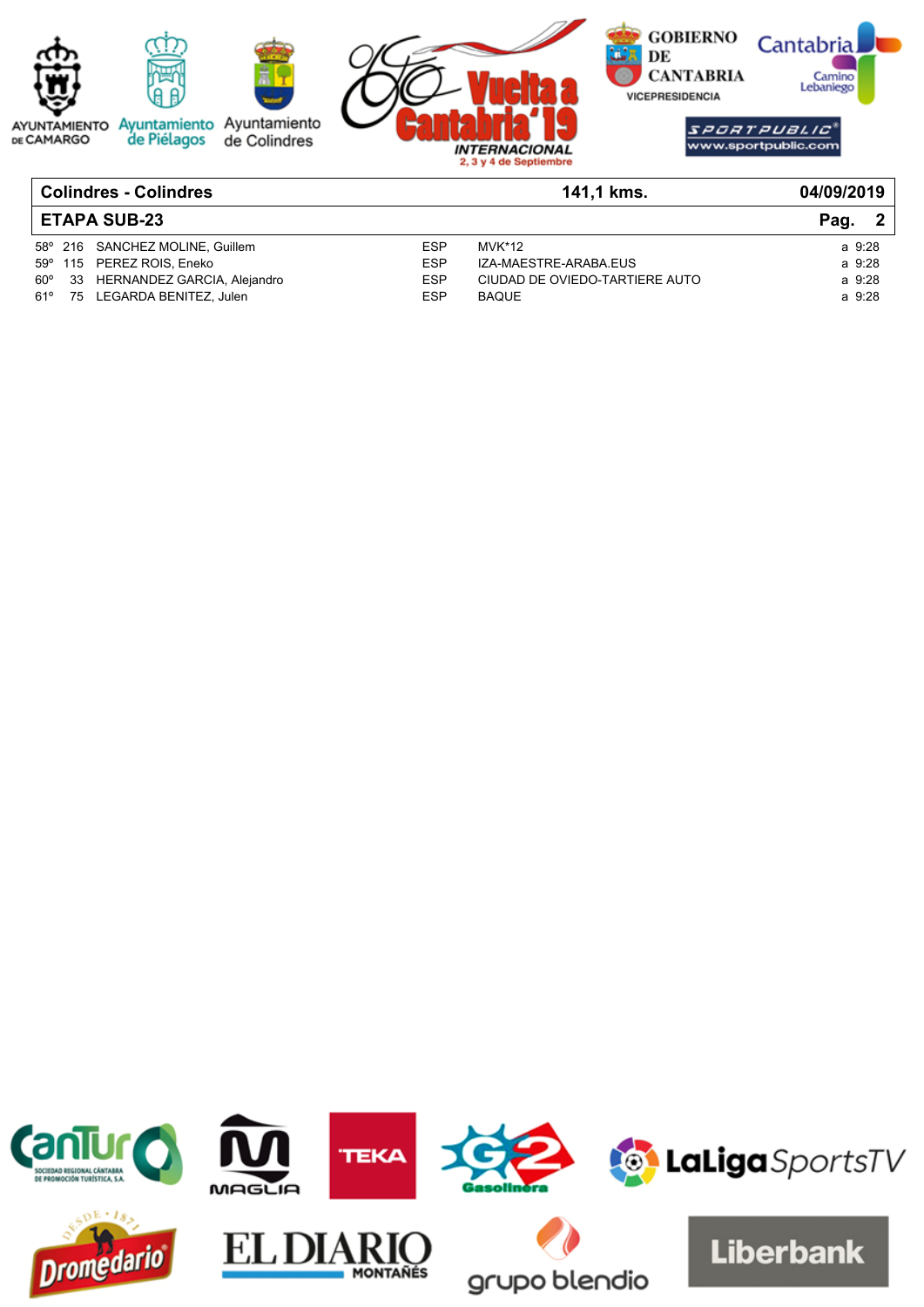| Colindres - Colindres | | | | 141,1 kms. | 04/09/2019 |
| --- | --- | --- | --- | --- | --- |
| **ETAPA SUB-23** | | | | | **Pag. 2** |

| | | | | | |
| --- | --- | --- | --- | --- | --- |
| 58º | 216 | SANCHEZ MOLINE, Guillem | ESP | MVK*12 | a 9:28 |
| 59º | 115 | PEREZ ROIS, Eneko | ESP | IZA-MAESTRE-ARABA.EUS | a 9:28 |
| 60º | 33 | HERNANDEZ GARCIA, Alejandro | ESP | CIUDAD DE OVIEDO-TARTIERE AUTO | a 9:28 |
| 61º | 75 | LEGARDA BENITEZ, Julen | ESP | BAQUE | a 9:28 |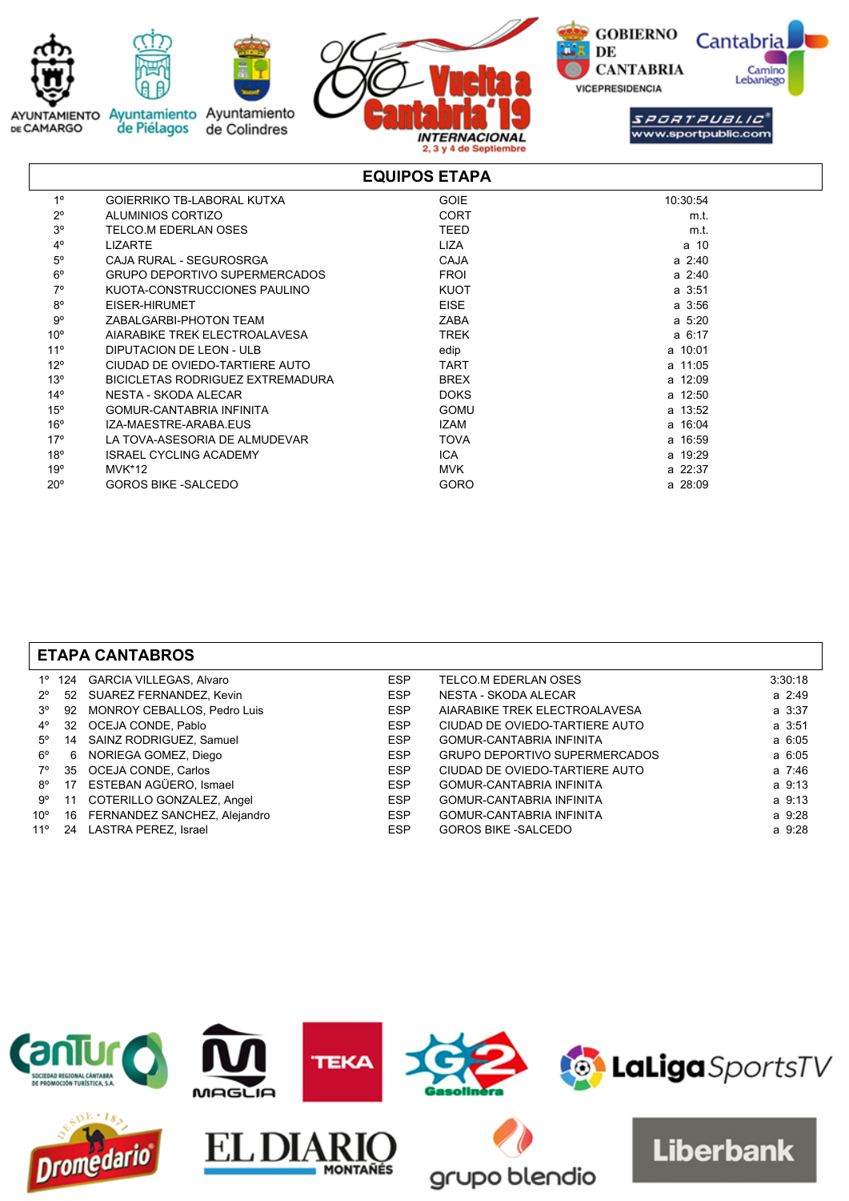## EQUIPOS ETAPA

| | | | |
|---|---|---|---|
| 1º | GOIERRIKO TB-LABORAL KUTXA | GOIE | 10:30:54 |
| 2º | ALUMINIOS CORTIZO | CORT | m.t. |
| 3º | TELCO.M EDERLAN OSES | TEED | m.t. |
| 4º | LIZARTE | LIZA | a 10 |
| 5º | CAJA RURAL - SEGUROSRGA | CAJA | a 2:40 |
| 6º | GRUPO DEPORTIVO SUPERMERCADOS | FROI | a 2:40 |
| 7º | KUOTA-CONSTRUCCIONES PAULINO | KUOT | a 3:51 |
| 8º | EISER-HIRUMET | EISE | a 3:56 |
| 9º | ZABALGARBI-PHOTON TEAM | ZABA | a 5:20 |
| 10º | AIARABIKE TREK ELECTROALAVESA | TREK | a 6:17 |
| 11º | DIPUTACION DE LEON - ULB | edip | a 10:01 |
| 12º | CIUDAD DE OVIEDO-TARTIERE AUTO | TART | a 11:05 |
| 13º | BICICLETAS RODRIGUEZ EXTREMADURA | BREX | a 12:09 |
| 14º | NESTA - SKODA ALECAR | DOKS | a 12:50 |
| 15º | GOMUR-CANTABRIA INFINITA | GOMU | a 13:52 |
| 16º | IZA-MAESTRE-ARABA.EUS | IZAM | a 16:04 |
| 17º | LA TOVA-ASESORIA DE ALMUDEVAR | TOVA | a 16:59 |
| 18º | ISRAEL CYCLING ACADEMY | ICA | a 19:29 |
| 19º | MVK*12 | MVK | a 22:37 |
| 20º | GOROS BIKE -SALCEDO | GORO | a 28:09 |

## ETAPA CANTABROS

| | | | | | |
|---|---|---|---|---|---|
| 1º | 124 | GARCIA VILLEGAS, Alvaro | ESP | TELCO.M EDERLAN OSES | 3:30:18 |
| 2º | 52 | SUAREZ FERNANDEZ, Kevin | ESP | NESTA - SKODA ALECAR | a 2:49 |
| 3º | 92 | MONROY CEBALLOS, Pedro Luis | ESP | AIARABIKE TREK ELECTROALAVESA | a 3:37 |
| 4º | 32 | OCEJA CONDE, Pablo | ESP | CIUDAD DE OVIEDO-TARTIERE AUTO | a 3:51 |
| 5º | 14 | SAINZ RODRIGUEZ, Samuel | ESP | GOMUR-CANTABRIA INFINITA | a 6:05 |
| 6º | 6 | NORIEGA GOMEZ, Diego | ESP | GRUPO DEPORTIVO SUPERMERCADOS | a 6:05 |
| 7º | 35 | OCEJA CONDE, Carlos | ESP | CIUDAD DE OVIEDO-TARTIERE AUTO | a 7:46 |
| 8º | 17 | ESTEBAN AGÜERO, Ismael | ESP | GOMUR-CANTABRIA INFINITA | a 9:13 |
| 9º | 11 | COTERILLO GONZALEZ, Angel | ESP | GOMUR-CANTABRIA INFINITA | a 9:13 |
| 10º | 16 | FERNANDEZ SANCHEZ, Alejandro | ESP | GOMUR-CANTABRIA INFINITA | a 9:28 |
| 11º | 24 | LASTRA PEREZ, Israel | ESP | GOROS BIKE -SALCEDO | a 9:28 |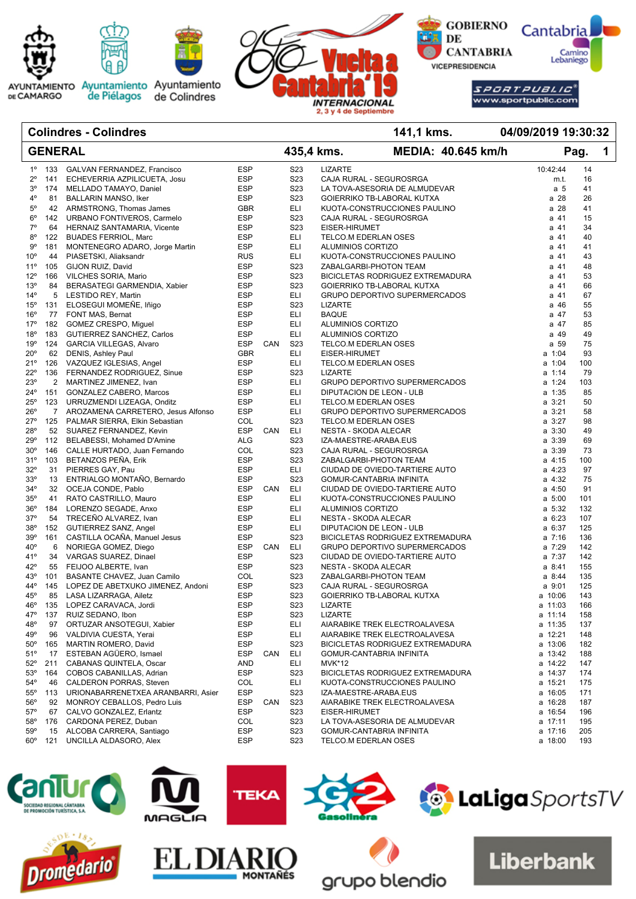AYUNTAMIENTO DE CAMARGO — Ayuntamiento de Piélagos — Ayuntamiento de Colindres

Vuelta a Cantabria'19 INTERNACIONAL 2, 3 y 4 de Septiembre

GOBIERNO DE CANTABRIA VICEPRESIDENCIA — Cantabria Camino Lebaniego — SPORTPUBLIC® www.sportpublic.com

| Colindres - Colindres | 141,1 kms. | 04/09/2019 19:30:32 |
|---|---|---|
| **GENERAL** | 435,4 kms. MEDIA: 40.645 km/h | Pag. 1 |

| Pos | Dorsal | Nombre | Nac | | Cat | Equipo | Tiempo | |
|---|---|---|---|---|---|---|---|---|
| 1º | 133 | GALVAN FERNANDEZ, Francisco | ESP | | S23 | LIZARTE | 10:42:44 | 14 |
| 2º | 141 | ECHEVERRIA AZPILICUETA, Josu | ESP | | S23 | CAJA RURAL - SEGUROSRGA | m.t. | 16 |
| 3º | 174 | MELLADO TAMAYO, Daniel | ESP | | S23 | LA TOVA-ASESORIA DE ALMUDEVAR | a 5 | 41 |
| 4º | 81 | BALLARIN MANSO, Iker | ESP | | S23 | GOIERRIKO TB-LABORAL KUTXA | a 28 | 26 |
| 5º | 42 | ARMSTRONG, Thomas James | GBR | | ELI | KUOTA-CONSTRUCCIONES PAULINO | a 28 | 41 |
| 6º | 142 | URBANO FONTIVEROS, Carmelo | ESP | | S23 | CAJA RURAL - SEGUROSRGA | a 41 | 15 |
| 7º | 64 | HERNAIZ SANTAMARIA, Vicente | ESP | | S23 | EISER-HIRUMET | a 41 | 34 |
| 8º | 122 | BUADES FERRIOL, Marc | ESP | | ELI | TELCO.M EDERLAN OSES | a 41 | 40 |
| 9º | 181 | MONTENEGRO ADARO, Jorge Martin | ESP | | ELI | ALUMINIOS CORTIZO | a 41 | 41 |
| 10º | 44 | PIASETSKI, Aliaksandr | RUS | | ELI | KUOTA-CONSTRUCCIONES PAULINO | a 41 | 43 |
| 11º | 105 | GIJON RUIZ, David | ESP | | S23 | ZABALGARBI-PHOTON TEAM | a 41 | 48 |
| 12º | 166 | VILCHES SORIA, Mario | ESP | | S23 | BICICLETAS RODRIGUEZ EXTREMADURA | a 41 | 53 |
| 13º | 84 | BERASATEGI GARMENDIA, Xabier | ESP | | S23 | GOIERRIKO TB-LABORAL KUTXA | a 41 | 66 |
| 14º | 5 | LESTIDO REY, Martin | ESP | | ELI | GRUPO DEPORTIVO SUPERMERCADOS | a 41 | 67 |
| 15º | 131 | ELOSEGUI MOMEÑE, Iñigo | ESP | | S23 | LIZARTE | a 46 | 55 |
| 16º | 77 | FONT MAS, Bernat | ESP | | ELI | BAQUE | a 47 | 53 |
| 17º | 182 | GOMEZ CRESPO, Miguel | ESP | | ELI | ALUMINIOS CORTIZO | a 47 | 85 |
| 18º | 183 | GUTIERREZ SANCHEZ, Carlos | ESP | | ELI | ALUMINIOS CORTIZO | a 49 | 49 |
| 19º | 124 | GARCIA VILLEGAS, Alvaro | ESP | CAN | S23 | TELCO.M EDERLAN OSES | a 59 | 75 |
| 20º | 62 | DENIS, Ashley Paul | GBR | | ELI | EISER-HIRUMET | a 1:04 | 93 |
| 21º | 126 | VAZQUEZ IGLESIAS, Angel | ESP | | ELI | TELCO.M EDERLAN OSES | a 1:04 | 100 |
| 22º | 136 | FERNANDEZ RODRIGUEZ, Sinue | ESP | | S23 | LIZARTE | a 1:14 | 79 |
| 23º | 2 | MARTINEZ JIMENEZ, Ivan | ESP | | ELI | GRUPO DEPORTIVO SUPERMERCADOS | a 1:24 | 103 |
| 24º | 151 | GONZALEZ CABERO, Marcos | ESP | | ELI | DIPUTACION DE LEON - ULB | a 1:35 | 85 |
| 25º | 123 | URRUZMENDI LIZEAGA, Onditz | ESP | | ELI | TELCO.M EDERLAN OSES | a 3:21 | 50 |
| 26º | 7 | AROZAMENA CARRETERO, Jesus Alfonso | ESP | | ELI | GRUPO DEPORTIVO SUPERMERCADOS | a 3:21 | 58 |
| 27º | 125 | PALMAR SIERRA, Elkin Sebastian | COL | | S23 | TELCO.M EDERLAN OSES | a 3:27 | 98 |
| 28º | 52 | SUAREZ FERNANDEZ, Kevin | ESP | CAN | ELI | NESTA - SKODA ALECAR | a 3:30 | 49 |
| 29º | 112 | BELABESSI, Mohamed D'Amine | ALG | | S23 | IZA-MAESTRE-ARABA.EUS | a 3:39 | 69 |
| 30º | 146 | CALLE HURTADO, Juan Fernando | COL | | S23 | CAJA RURAL - SEGUROSRGA | a 3:39 | 73 |
| 31º | 103 | BETANZOS PEÑA, Erik | ESP | | S23 | ZABALGARBI-PHOTON TEAM | a 4:15 | 100 |
| 32º | 31 | PIERRES GAY, Pau | ESP | | ELI | CIUDAD DE OVIEDO-TARTIERE AUTO | a 4:23 | 97 |
| 33º | 13 | ENTRIALGO MONTAÑO, Bernardo | ESP | | S23 | GOMUR-CANTABRIA INFINITA | a 4:32 | 75 |
| 34º | 32 | OCEJA CONDE, Pablo | ESP | CAN | ELI | CIUDAD DE OVIEDO-TARTIERE AUTO | a 4:50 | 91 |
| 35º | 41 | RATO CASTRILLO, Mauro | ESP | | ELI | KUOTA-CONSTRUCCIONES PAULINO | a 5:00 | 101 |
| 36º | 184 | LORENZO SEGADE, Anxo | ESP | | ELI | ALUMINIOS CORTIZO | a 5:32 | 132 |
| 37º | 54 | TRECEÑO ALVAREZ, Ivan | ESP | | ELI | NESTA - SKODA ALECAR | a 6:23 | 107 |
| 38º | 152 | GUTIERREZ SANZ, Angel | ESP | | ELI | DIPUTACION DE LEON - ULB | a 6:37 | 125 |
| 39º | 161 | CASTILLA OCAÑA, Manuel Jesus | ESP | | S23 | BICICLETAS RODRIGUEZ EXTREMADURA | a 7:16 | 136 |
| 40º | 6 | NORIEGA GOMEZ, Diego | ESP | CAN | ELI | GRUPO DEPORTIVO SUPERMERCADOS | a 7:29 | 142 |
| 41º | 34 | VARGAS SUAREZ, Dinael | ESP | | S23 | CIUDAD DE OVIEDO-TARTIERE AUTO | a 7:37 | 142 |
| 42º | 55 | FEIJOO ALBERTE, Ivan | ESP | | S23 | NESTA - SKODA ALECAR | a 8:41 | 155 |
| 43º | 101 | BASANTE CHAVEZ, Juan Camilo | COL | | S23 | ZABALGARBI-PHOTON TEAM | a 8:44 | 135 |
| 44º | 145 | LOPEZ DE ABETXUKO JIMENEZ, Andoni | ESP | | S23 | CAJA RURAL - SEGUROSRGA | a 9:01 | 125 |
| 45º | 85 | LASA LIZARRAGA, Ailetz | ESP | | S23 | GOIERRIKO TB-LABORAL KUTXA | a 10:06 | 143 |
| 46º | 135 | LOPEZ CARAVACA, Jordi | ESP | | S23 | LIZARTE | a 11:03 | 166 |
| 47º | 137 | RUIZ SEDANO, Ibon | ESP | | S23 | LIZARTE | a 11:14 | 158 |
| 48º | 97 | ORTUZAR ANSOTEGUI, Xabier | ESP | | ELI | AIARABIKE TREK ELECTROALAVESA | a 11:35 | 137 |
| 49º | 96 | VALDIVIA CUESTA, Yerai | ESP | | ELI | AIARABIKE TREK ELECTROALAVESA | a 12:21 | 148 |
| 50º | 165 | MARTIN ROMERO, David | ESP | | S23 | BICICLETAS RODRIGUEZ EXTREMADURA | a 13:06 | 182 |
| 51º | 17 | ESTEBAN AGÜERO, Ismael | ESP | CAN | ELI | GOMUR-CANTABRIA INFINITA | a 13:42 | 188 |
| 52º | 211 | CABANAS QUINTELA, Oscar | AND | | ELI | MVK*12 | a 14:22 | 147 |
| 53º | 164 | COBOS CABANILLAS, Adrian | ESP | | S23 | BICICLETAS RODRIGUEZ EXTREMADURA | a 14:37 | 174 |
| 54º | 46 | CALDERON PORRAS, Steven | COL | | ELI | KUOTA-CONSTRUCCIONES PAULINO | a 15:21 | 175 |
| 55º | 113 | URIONABARRENETXEA ARANBARRI, Asier | ESP | | S23 | IZA-MAESTRE-ARABA.EUS | a 16:05 | 171 |
| 56º | 92 | MONROY CEBALLOS, Pedro Luis | ESP | CAN | S23 | AIARABIKE TREK ELECTROALAVESA | a 16:28 | 187 |
| 57º | 67 | CALVO GONZALEZ, Erlantz | ESP | | S23 | EISER-HIRUMET | a 16:54 | 196 |
| 58º | 176 | CARDONA PEREZ, Duban | COL | | S23 | LA TOVA-ASESORIA DE ALMUDEVAR | a 17:11 | 195 |
| 59º | 15 | ALCOBA CARRERA, Santiago | ESP | | S23 | GOMUR-CANTABRIA INFINITA | a 17:16 | 205 |
| 60º | 121 | UNCILLA ALDASORO, Alex | ESP | | S23 | TELCO.M EDERLAN OSES | a 18:00 | 193 |

Cantur — MAGLIA — TEKA — G2 Gasolinera — LaLiga SportsTV — Dromedario — EL DIARIO MONTAÑÉS — grupo blendio — Liberbank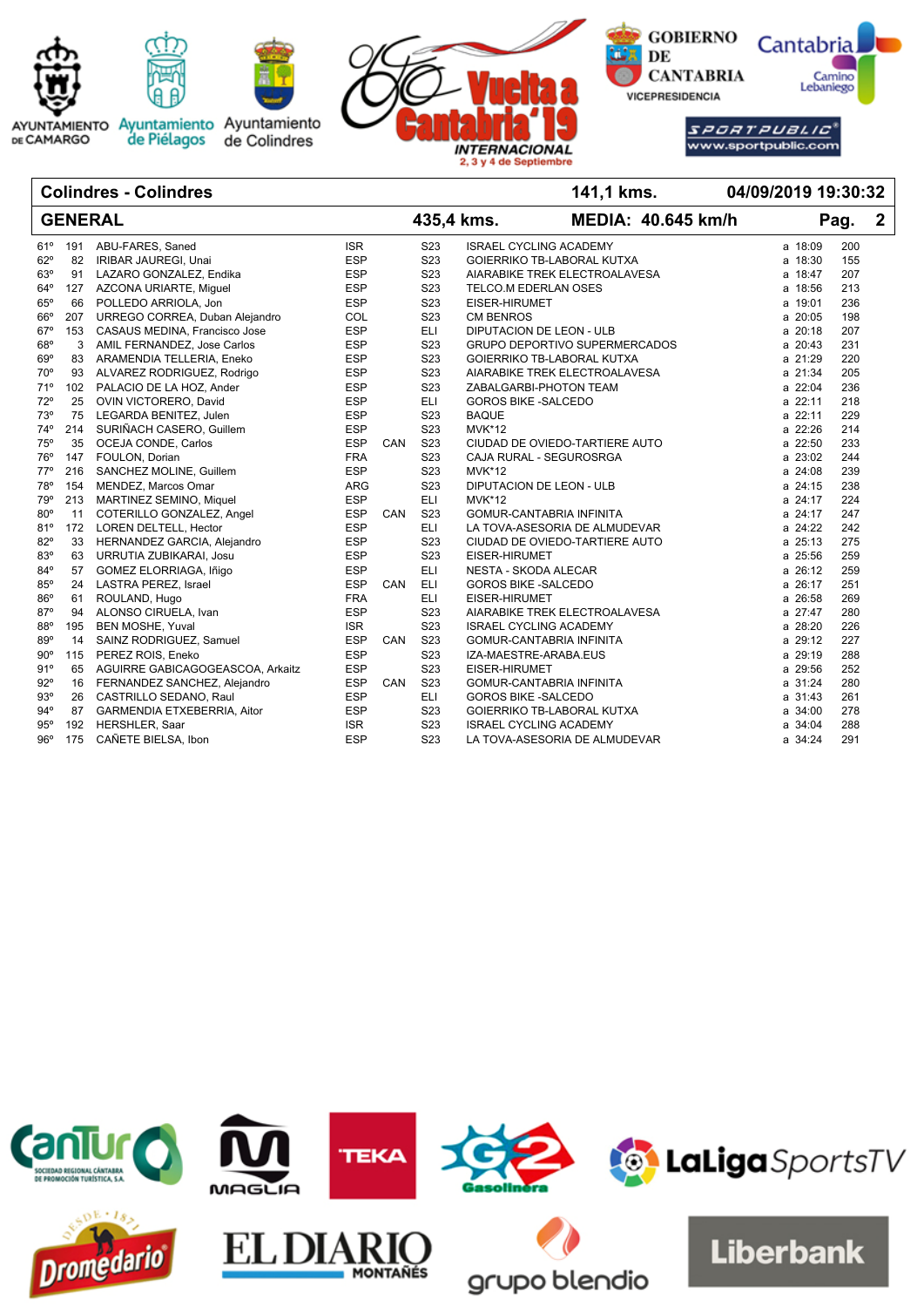Colindres - Colindres | 141,1 kms. | 04/09/2019 19:30:32

GENERAL | 435,4 kms. | MEDIA: 40.645 km/h | Pag. 2

| | | | | | | | | |
|---|---|---|---|---|---|---|---|---|
| 61º | 191 | ABU-FARES, Saned | ISR | | S23 | ISRAEL CYCLING ACADEMY | a 18:09 | 200 |
| 62º | 82 | IRIBAR JAUREGI, Unai | ESP | | S23 | GOIERRIKO TB-LABORAL KUTXA | a 18:30 | 155 |
| 63º | 91 | LAZARO GONZALEZ, Endika | ESP | | S23 | AIARABIKE TREK ELECTROALAVESA | a 18:47 | 207 |
| 64º | 127 | AZCONA URIARTE, Miguel | ESP | | S23 | TELCO.M EDERLAN OSES | a 18:56 | 213 |
| 65º | 66 | POLLEDO ARRIOLA, Jon | ESP | | S23 | EISER-HIRUMET | a 19:01 | 236 |
| 66º | 207 | URREGO CORREA, Duban Alejandro | COL | | S23 | CM BENROS | a 20:05 | 198 |
| 67º | 153 | CASAUS MEDINA, Francisco Jose | ESP | | ELI | DIPUTACION DE LEON - ULB | a 20:18 | 207 |
| 68º | 3 | AMIL FERNANDEZ, Jose Carlos | ESP | | S23 | GRUPO DEPORTIVO SUPERMERCADOS | a 20:43 | 231 |
| 69º | 83 | ARAMENDIA TELLERIA, Eneko | ESP | | S23 | GOIERRIKO TB-LABORAL KUTXA | a 21:29 | 220 |
| 70º | 93 | ALVAREZ RODRIGUEZ, Rodrigo | ESP | | S23 | AIARABIKE TREK ELECTROALAVESA | a 21:34 | 205 |
| 71º | 102 | PALACIO DE LA HOZ, Ander | ESP | | S23 | ZABALGARBI-PHOTON TEAM | a 22:04 | 236 |
| 72º | 25 | OVIN VICTORERO, David | ESP | | ELI | GOROS BIKE -SALCEDO | a 22:11 | 218 |
| 73º | 75 | LEGARDA BENITEZ, Julen | ESP | | S23 | BAQUE | a 22:11 | 229 |
| 74º | 214 | SURIÑACH CASERO, Guillem | ESP | | S23 | MVK*12 | a 22:26 | 214 |
| 75º | 35 | OCEJA CONDE, Carlos | ESP | CAN | S23 | CIUDAD DE OVIEDO-TARTIERE AUTO | a 22:50 | 233 |
| 76º | 147 | FOULON, Dorian | FRA | | S23 | CAJA RURAL - SEGUROSRGA | a 23:02 | 244 |
| 77º | 216 | SANCHEZ MOLINE, Guillem | ESP | | S23 | MVK*12 | a 24:08 | 239 |
| 78º | 154 | MENDEZ, Marcos Omar | ARG | | S23 | DIPUTACION DE LEON - ULB | a 24:15 | 238 |
| 79º | 213 | MARTINEZ SEMINO, Miquel | ESP | | ELI | MVK*12 | a 24:17 | 224 |
| 80º | 11 | COTERILLO GONZALEZ, Angel | ESP | CAN | S23 | GOMUR-CANTABRIA INFINITA | a 24:17 | 247 |
| 81º | 172 | LOREN DELTELL, Hector | ESP | | ELI | LA TOVA-ASESORIA DE ALMUDEVAR | a 24:22 | 242 |
| 82º | 33 | HERNANDEZ GARCIA, Alejandro | ESP | | S23 | CIUDAD DE OVIEDO-TARTIERE AUTO | a 25:13 | 275 |
| 83º | 63 | URRUTIA ZUBIKARAI, Josu | ESP | | S23 | EISER-HIRUMET | a 25:56 | 259 |
| 84º | 57 | GOMEZ ELORRIAGA, Iñigo | ESP | | ELI | NESTA - SKODA ALECAR | a 26:12 | 259 |
| 85º | 24 | LASTRA PEREZ, Israel | ESP | CAN | ELI | GOROS BIKE -SALCEDO | a 26:17 | 251 |
| 86º | 61 | ROULAND, Hugo | FRA | | ELI | EISER-HIRUMET | a 26:58 | 269 |
| 87º | 94 | ALONSO CIRUELA, Ivan | ESP | | S23 | AIARABIKE TREK ELECTROALAVESA | a 27:47 | 280 |
| 88º | 195 | BEN MOSHE, Yuval | ISR | | S23 | ISRAEL CYCLING ACADEMY | a 28:20 | 226 |
| 89º | 14 | SAINZ RODRIGUEZ, Samuel | ESP | CAN | S23 | GOMUR-CANTABRIA INFINITA | a 29:12 | 227 |
| 90º | 115 | PEREZ ROIS, Eneko | ESP | | S23 | IZA-MAESTRE-ARABA.EUS | a 29:19 | 288 |
| 91º | 65 | AGUIRRE GABICAGOGEASCOA, Arkaitz | ESP | | S23 | EISER-HIRUMET | a 29:56 | 252 |
| 92º | 16 | FERNANDEZ SANCHEZ, Alejandro | ESP | CAN | S23 | GOMUR-CANTABRIA INFINITA | a 31:24 | 280 |
| 93º | 26 | CASTRILLO SEDANO, Raul | ESP | | ELI | GOROS BIKE -SALCEDO | a 31:43 | 261 |
| 94º | 87 | GARMENDIA ETXEBERRIA, Aitor | ESP | | S23 | GOIERRIKO TB-LABORAL KUTXA | a 34:00 | 278 |
| 95º | 192 | HERSHLER, Saar | ISR | | S23 | ISRAEL CYCLING ACADEMY | a 34:04 | 288 |
| 96º | 175 | CAÑETE BIELSA, Ibon | ESP | | S23 | LA TOVA-ASESORIA DE ALMUDEVAR | a 34:24 | 291 |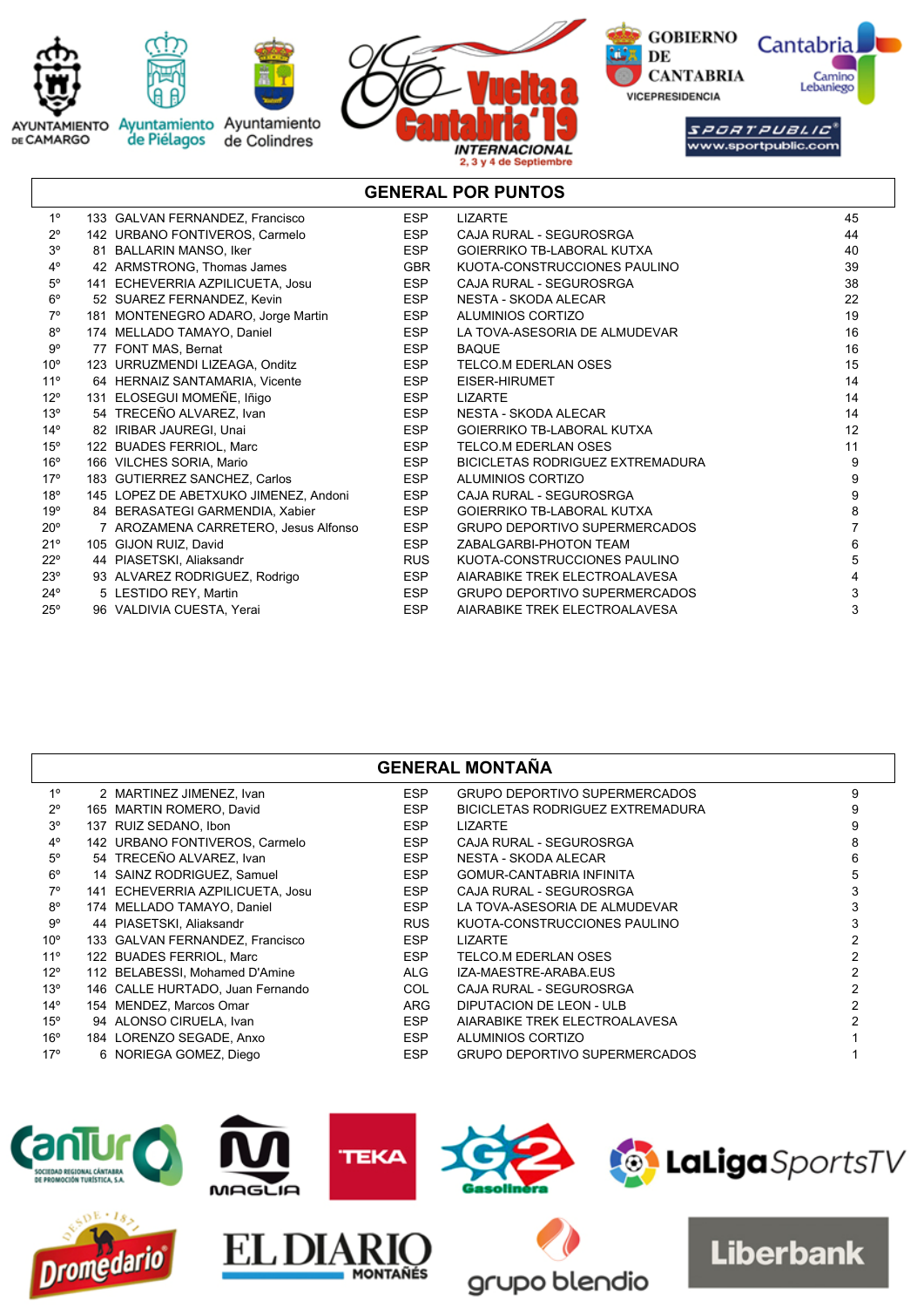## GENERAL POR PUNTOS

| Pos. | Dorsal | Nombre | Nac. | Equipo | Puntos |
|---|---|---|---|---|---|
| 1º | 133 | GALVAN FERNANDEZ, Francisco | ESP | LIZARTE | 45 |
| 2º | 142 | URBANO FONTIVEROS, Carmelo | ESP | CAJA RURAL - SEGUROSRGA | 44 |
| 3º | 81 | BALLARIN MANSO, Iker | ESP | GOIERRIKO TB-LABORAL KUTXA | 40 |
| 4º | 42 | ARMSTRONG, Thomas James | GBR | KUOTA-CONSTRUCCIONES PAULINO | 39 |
| 5º | 141 | ECHEVERRIA AZPILICUETA, Josu | ESP | CAJA RURAL - SEGUROSRGA | 38 |
| 6º | 52 | SUAREZ FERNANDEZ, Kevin | ESP | NESTA - SKODA ALECAR | 22 |
| 7º | 181 | MONTENEGRO ADARO, Jorge Martin | ESP | ALUMINIOS CORTIZO | 19 |
| 8º | 174 | MELLADO TAMAYO, Daniel | ESP | LA TOVA-ASESORIA DE ALMUDEVAR | 16 |
| 9º | 77 | FONT MAS, Bernat | ESP | BAQUE | 16 |
| 10º | 123 | URRUZMENDI LIZEAGA, Onditz | ESP | TELCO.M EDERLAN OSES | 15 |
| 11º | 64 | HERNAIZ SANTAMARIA, Vicente | ESP | EISER-HIRUMET | 14 |
| 12º | 131 | ELOSEGUI MOMEÑE, Iñigo | ESP | LIZARTE | 14 |
| 13º | 54 | TRECEÑO ALVAREZ, Ivan | ESP | NESTA - SKODA ALECAR | 14 |
| 14º | 82 | IRIBAR JAUREGI, Unai | ESP | GOIERRIKO TB-LABORAL KUTXA | 12 |
| 15º | 122 | BUADES FERRIOL, Marc | ESP | TELCO.M EDERLAN OSES | 11 |
| 16º | 166 | VILCHES SORIA, Mario | ESP | BICICLETAS RODRIGUEZ EXTREMADURA | 9 |
| 17º | 183 | GUTIERREZ SANCHEZ, Carlos | ESP | ALUMINIOS CORTIZO | 9 |
| 18º | 145 | LOPEZ DE ABETXUKO JIMENEZ, Andoni | ESP | CAJA RURAL - SEGUROSRGA | 9 |
| 19º | 84 | BERASATEGI GARMENDIA, Xabier | ESP | GOIERRIKO TB-LABORAL KUTXA | 8 |
| 20º | 7 | AROZAMENA CARRETERO, Jesus Alfonso | ESP | GRUPO DEPORTIVO SUPERMERCADOS | 7 |
| 21º | 105 | GIJON RUIZ, David | ESP | ZABALGARBI-PHOTON TEAM | 6 |
| 22º | 44 | PIASETSKI, Aliaksandr | RUS | KUOTA-CONSTRUCCIONES PAULINO | 5 |
| 23º | 93 | ALVAREZ RODRIGUEZ, Rodrigo | ESP | AIARABIKE TREK ELECTROALAVESA | 4 |
| 24º | 5 | LESTIDO REY, Martin | ESP | GRUPO DEPORTIVO SUPERMERCADOS | 3 |
| 25º | 96 | VALDIVIA CUESTA, Yerai | ESP | AIARABIKE TREK ELECTROALAVESA | 3 |

## GENERAL MONTAÑA

| Pos. | Dorsal | Nombre | Nac. | Equipo | Puntos |
|---|---|---|---|---|---|
| 1º | 2 | MARTINEZ JIMENEZ, Ivan | ESP | GRUPO DEPORTIVO SUPERMERCADOS | 9 |
| 2º | 165 | MARTIN ROMERO, David | ESP | BICICLETAS RODRIGUEZ EXTREMADURA | 9 |
| 3º | 137 | RUIZ SEDANO, Ibon | ESP | LIZARTE | 9 |
| 4º | 142 | URBANO FONTIVEROS, Carmelo | ESP | CAJA RURAL - SEGUROSRGA | 8 |
| 5º | 54 | TRECEÑO ALVAREZ, Ivan | ESP | NESTA - SKODA ALECAR | 6 |
| 6º | 14 | SAINZ RODRIGUEZ, Samuel | ESP | GOMUR-CANTABRIA INFINITA | 5 |
| 7º | 141 | ECHEVERRIA AZPILICUETA, Josu | ESP | CAJA RURAL - SEGUROSRGA | 3 |
| 8º | 174 | MELLADO TAMAYO, Daniel | ESP | LA TOVA-ASESORIA DE ALMUDEVAR | 3 |
| 9º | 44 | PIASETSKI, Aliaksandr | RUS | KUOTA-CONSTRUCCIONES PAULINO | 3 |
| 10º | 133 | GALVAN FERNANDEZ, Francisco | ESP | LIZARTE | 2 |
| 11º | 122 | BUADES FERRIOL, Marc | ESP | TELCO.M EDERLAN OSES | 2 |
| 12º | 112 | BELABESSI, Mohamed D'Amine | ALG | IZA-MAESTRE-ARABA.EUS | 2 |
| 13º | 146 | CALLE HURTADO, Juan Fernando | COL | CAJA RURAL - SEGUROSRGA | 2 |
| 14º | 154 | MENDEZ, Marcos Omar | ARG | DIPUTACION DE LEON - ULB | 2 |
| 15º | 94 | ALONSO CIRUELA, Ivan | ESP | AIARABIKE TREK ELECTROALAVESA | 2 |
| 16º | 184 | LORENZO SEGADE, Anxo | ESP | ALUMINIOS CORTIZO | 1 |
| 17º | 6 | NORIEGA GOMEZ, Diego | ESP | GRUPO DEPORTIVO SUPERMERCADOS | 1 |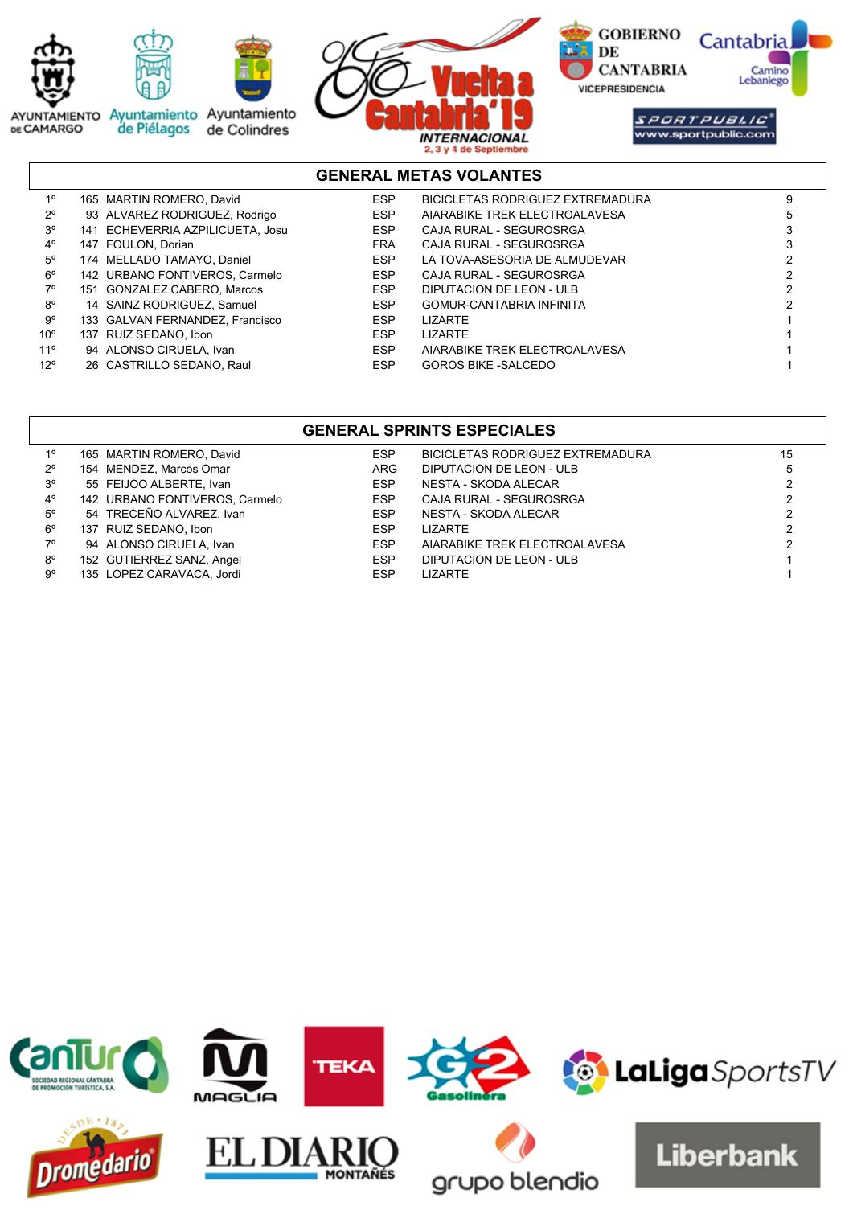## GENERAL METAS VOLANTES

| Pos. | Dorsal | Nombre | País | Equipo | Puntos |
|---|---|---|---|---|---|
| 1º | 165 | MARTIN ROMERO, David | ESP | BICICLETAS RODRIGUEZ EXTREMADURA | 9 |
| 2º | 93 | ALVAREZ RODRIGUEZ, Rodrigo | ESP | AIARABIKE TREK ELECTROALAVESA | 5 |
| 3º | 141 | ECHEVERRIA AZPILICUETA, Josu | ESP | CAJA RURAL - SEGUROSRGA | 3 |
| 4º | 147 | FOULON, Dorian | FRA | CAJA RURAL - SEGUROSRGA | 3 |
| 5º | 174 | MELLADO TAMAYO, Daniel | ESP | LA TOVA-ASESORIA DE ALMUDEVAR | 2 |
| 6º | 142 | URBANO FONTIVEROS, Carmelo | ESP | CAJA RURAL - SEGUROSRGA | 2 |
| 7º | 151 | GONZALEZ CABERO, Marcos | ESP | DIPUTACION DE LEON - ULB | 2 |
| 8º | 14 | SAINZ RODRIGUEZ, Samuel | ESP | GOMUR-CANTABRIA INFINITA | 2 |
| 9º | 133 | GALVAN FERNANDEZ, Francisco | ESP | LIZARTE | 1 |
| 10º | 137 | RUIZ SEDANO, Ibon | ESP | LIZARTE | 1 |
| 11º | 94 | ALONSO CIRUELA, Ivan | ESP | AIARABIKE TREK ELECTROALAVESA | 1 |
| 12º | 26 | CASTRILLO SEDANO, Raul | ESP | GOROS BIKE -SALCEDO | 1 |

## GENERAL SPRINTS ESPECIALES

| Pos. | Dorsal | Nombre | País | Equipo | Puntos |
|---|---|---|---|---|---|
| 1º | 165 | MARTIN ROMERO, David | ESP | BICICLETAS RODRIGUEZ EXTREMADURA | 15 |
| 2º | 154 | MENDEZ, Marcos Omar | ARG | DIPUTACION DE LEON - ULB | 5 |
| 3º | 55 | FEIJOO ALBERTE, Ivan | ESP | NESTA - SKODA ALECAR | 2 |
| 4º | 142 | URBANO FONTIVEROS, Carmelo | ESP | CAJA RURAL - SEGUROSRGA | 2 |
| 5º | 54 | TRECEÑO ALVAREZ, Ivan | ESP | NESTA - SKODA ALECAR | 2 |
| 6º | 137 | RUIZ SEDANO, Ibon | ESP | LIZARTE | 2 |
| 7º | 94 | ALONSO CIRUELA, Ivan | ESP | AIARABIKE TREK ELECTROALAVESA | 2 |
| 8º | 152 | GUTIERREZ SANZ, Angel | ESP | DIPUTACION DE LEON - ULB | 1 |
| 9º | 135 | LOPEZ CARAVACA, Jordi | ESP | LIZARTE | 1 |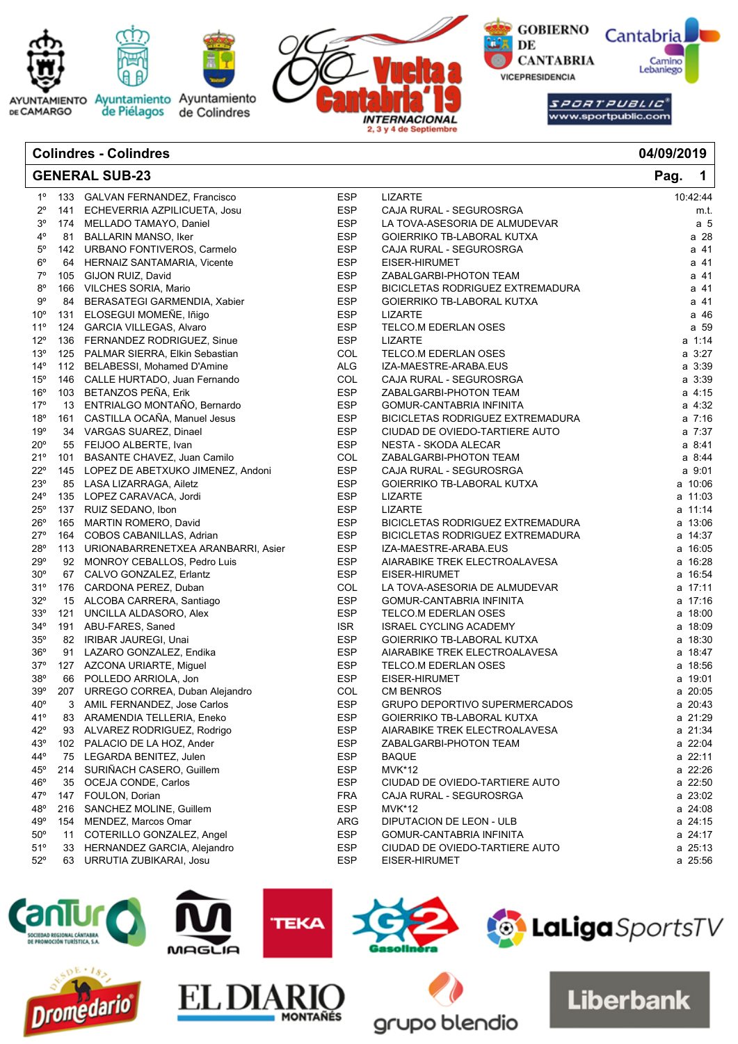## Colindres - Colindres — 04/09/2019

## GENERAL SUB-23 — Pag. 1

| Pos. | Dorsal | Nombre | País | Equipo | Tiempo |
|---|---|---|---|---|---|
| 1º | 133 | GALVAN FERNANDEZ, Francisco | ESP | LIZARTE | 10:42:44 |
| 2º | 141 | ECHEVERRIA AZPILICUETA, Josu | ESP | CAJA RURAL - SEGUROSRGA | m.t. |
| 3º | 174 | MELLADO TAMAYO, Daniel | ESP | LA TOVA-ASESORIA DE ALMUDEVAR | a 5 |
| 4º | 81 | BALLARIN MANSO, Iker | ESP | GOIERRIKO TB-LABORAL KUTXA | a 28 |
| 5º | 142 | URBANO FONTIVEROS, Carmelo | ESP | CAJA RURAL - SEGUROSRGA | a 41 |
| 6º | 64 | HERNAIZ SANTAMARIA, Vicente | ESP | EISER-HIRUMET | a 41 |
| 7º | 105 | GIJON RUIZ, David | ESP | ZABALGARBI-PHOTON TEAM | a 41 |
| 8º | 166 | VILCHES SORIA, Mario | ESP | BICICLETAS RODRIGUEZ EXTREMADURA | a 41 |
| 9º | 84 | BERASATEGI GARMENDIA, Xabier | ESP | GOIERRIKO TB-LABORAL KUTXA | a 41 |
| 10º | 131 | ELOSEGUI MOMEÑE, Iñigo | ESP | LIZARTE | a 46 |
| 11º | 124 | GARCIA VILLEGAS, Alvaro | ESP | TELCO.M EDERLAN OSES | a 59 |
| 12º | 136 | FERNANDEZ RODRIGUEZ, Sinue | ESP | LIZARTE | a 1:14 |
| 13º | 125 | PALMAR SIERRA, Elkin Sebastian | COL | TELCO.M EDERLAN OSES | a 3:27 |
| 14º | 112 | BELABESSI, Mohamed D'Amine | ALG | IZA-MAESTRE-ARABA.EUS | a 3:39 |
| 15º | 146 | CALLE HURTADO, Juan Fernando | COL | CAJA RURAL - SEGUROSRGA | a 3:39 |
| 16º | 103 | BETANZOS PEÑA, Erik | ESP | ZABALGARBI-PHOTON TEAM | a 4:15 |
| 17º | 13 | ENTRIALGO MONTAÑO, Bernardo | ESP | GOMUR-CANTABRIA INFINITA | a 4:32 |
| 18º | 161 | CASTILLA OCAÑA, Manuel Jesus | ESP | BICICLETAS RODRIGUEZ EXTREMADURA | a 7:16 |
| 19º | 34 | VARGAS SUAREZ, Dinael | ESP | CIUDAD DE OVIEDO-TARTIERE AUTO | a 7:37 |
| 20º | 55 | FEIJOO ALBERTE, Ivan | ESP | NESTA - SKODA ALECAR | a 8:41 |
| 21º | 101 | BASANTE CHAVEZ, Juan Camilo | COL | ZABALGARBI-PHOTON TEAM | a 8:44 |
| 22º | 145 | LOPEZ DE ABETXUKO JIMENEZ, Andoni | ESP | CAJA RURAL - SEGUROSRGA | a 9:01 |
| 23º | 85 | LASA LIZARRAGA, Ailetz | ESP | GOIERRIKO TB-LABORAL KUTXA | a 10:06 |
| 24º | 135 | LOPEZ CARAVACA, Jordi | ESP | LIZARTE | a 11:03 |
| 25º | 137 | RUIZ SEDANO, Ibon | ESP | LIZARTE | a 11:14 |
| 26º | 165 | MARTIN ROMERO, David | ESP | BICICLETAS RODRIGUEZ EXTREMADURA | a 13:06 |
| 27º | 164 | COBOS CABANILLAS, Adrian | ESP | BICICLETAS RODRIGUEZ EXTREMADURA | a 14:37 |
| 28º | 113 | URIONABARRENETXEA ARANBARRI, Asier | ESP | IZA-MAESTRE-ARABA.EUS | a 16:05 |
| 29º | 92 | MONROY CEBALLOS, Pedro Luis | ESP | AIARABIKE TREK ELECTROALAVESA | a 16:28 |
| 30º | 67 | CALVO GONZALEZ, Erlantz | ESP | EISER-HIRUMET | a 16:54 |
| 31º | 176 | CARDONA PEREZ, Duban | COL | LA TOVA-ASESORIA DE ALMUDEVAR | a 17:11 |
| 32º | 15 | ALCOBA CARRERA, Santiago | ESP | GOMUR-CANTABRIA INFINITA | a 17:16 |
| 33º | 121 | UNCILLA ALDASORO, Alex | ESP | TELCO.M EDERLAN OSES | a 18:00 |
| 34º | 191 | ABU-FARES, Saned | ISR | ISRAEL CYCLING ACADEMY | a 18:09 |
| 35º | 82 | IRIBAR JAUREGI, Unai | ESP | GOIERRIKO TB-LABORAL KUTXA | a 18:30 |
| 36º | 91 | LAZARO GONZALEZ, Endika | ESP | AIARABIKE TREK ELECTROALAVESA | a 18:47 |
| 37º | 127 | AZCONA URIARTE, Miguel | ESP | TELCO.M EDERLAN OSES | a 18:56 |
| 38º | 66 | POLLEDO ARRIOLA, Jon | ESP | EISER-HIRUMET | a 19:01 |
| 39º | 207 | URREGO CORREA, Duban Alejandro | COL | CM BENROS | a 20:05 |
| 40º | 3 | AMIL FERNANDEZ, Jose Carlos | ESP | GRUPO DEPORTIVO SUPERMERCADOS | a 20:43 |
| 41º | 83 | ARAMENDIA TELLERIA, Eneko | ESP | GOIERRIKO TB-LABORAL KUTXA | a 21:29 |
| 42º | 93 | ALVAREZ RODRIGUEZ, Rodrigo | ESP | AIARABIKE TREK ELECTROALAVESA | a 21:34 |
| 43º | 102 | PALACIO DE LA HOZ, Ander | ESP | ZABALGARBI-PHOTON TEAM | a 22:04 |
| 44º | 75 | LEGARDA BENITEZ, Julen | ESP | BAQUE | a 22:11 |
| 45º | 214 | SURIÑACH CASERO, Guillem | ESP | MVK*12 | a 22:26 |
| 46º | 35 | OCEJA CONDE, Carlos | ESP | CIUDAD DE OVIEDO-TARTIERE AUTO | a 22:50 |
| 47º | 147 | FOULON, Dorian | FRA | CAJA RURAL - SEGUROSRGA | a 23:02 |
| 48º | 216 | SANCHEZ MOLINE, Guillem | ESP | MVK*12 | a 24:08 |
| 49º | 154 | MENDEZ, Marcos Omar | ARG | DIPUTACION DE LEON - ULB | a 24:15 |
| 50º | 11 | COTERILLO GONZALEZ, Angel | ESP | GOMUR-CANTABRIA INFINITA | a 24:17 |
| 51º | 33 | HERNANDEZ GARCIA, Alejandro | ESP | CIUDAD DE OVIEDO-TARTIERE AUTO | a 25:13 |
| 52º | 63 | URRUTIA ZUBIKARAI, Josu | ESP | EISER-HIRUMET | a 25:56 |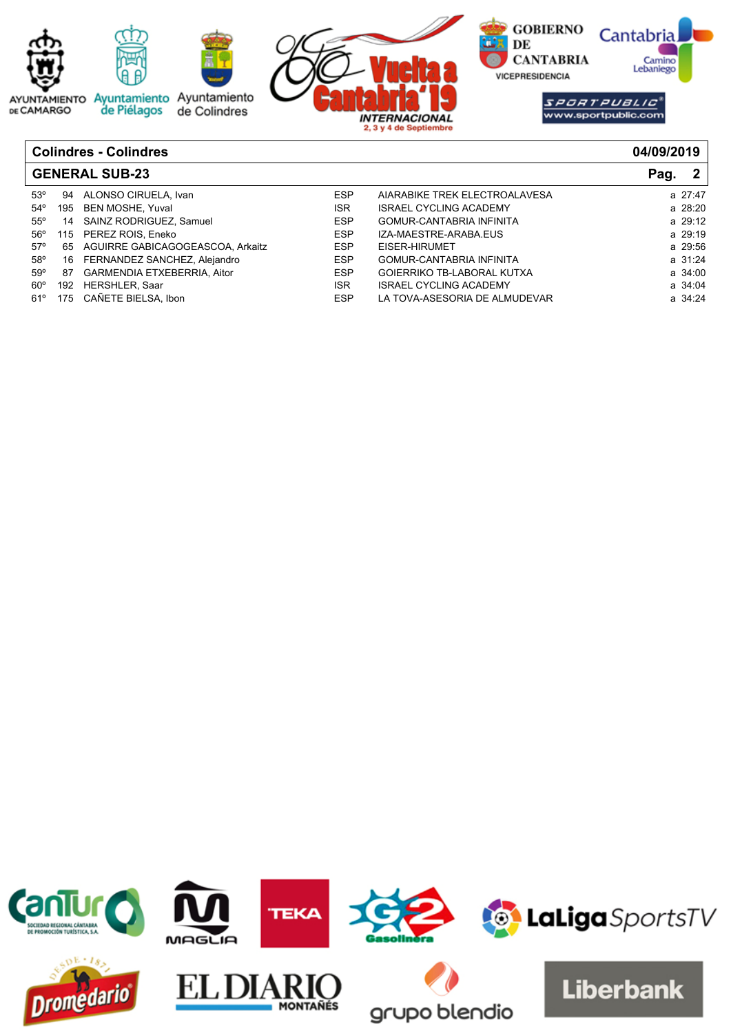## Colindres - Colindres — 04/09/2019

## GENERAL SUB-23

| Pos. | Dorsal | Nombre | País | Equipo | Tiempo |
|---|---|---|---|---|---|
| 53º | 94 | ALONSO CIRUELA, Ivan | ESP | AIARABIKE TREK ELECTROALAVESA | a 27:47 |
| 54º | 195 | BEN MOSHE, Yuval | ISR | ISRAEL CYCLING ACADEMY | a 28:20 |
| 55º | 14 | SAINZ RODRIGUEZ, Samuel | ESP | GOMUR-CANTABRIA INFINITA | a 29:12 |
| 56º | 115 | PEREZ ROIS, Eneko | ESP | IZA-MAESTRE-ARABA.EUS | a 29:19 |
| 57º | 65 | AGUIRRE GABICAGOGEASCOA, Arkaitz | ESP | EISER-HIRUMET | a 29:56 |
| 58º | 16 | FERNANDEZ SANCHEZ, Alejandro | ESP | GOMUR-CANTABRIA INFINITA | a 31:24 |
| 59º | 87 | GARMENDIA ETXEBERRIA, Aitor | ESP | GOIERRIKO TB-LABORAL KUTXA | a 34:00 |
| 60º | 192 | HERSHLER, Saar | ISR | ISRAEL CYCLING ACADEMY | a 34:04 |
| 61º | 175 | CAÑETE BIELSA, Ibon | ESP | LA TOVA-ASESORIA DE ALMUDEVAR | a 34:24 |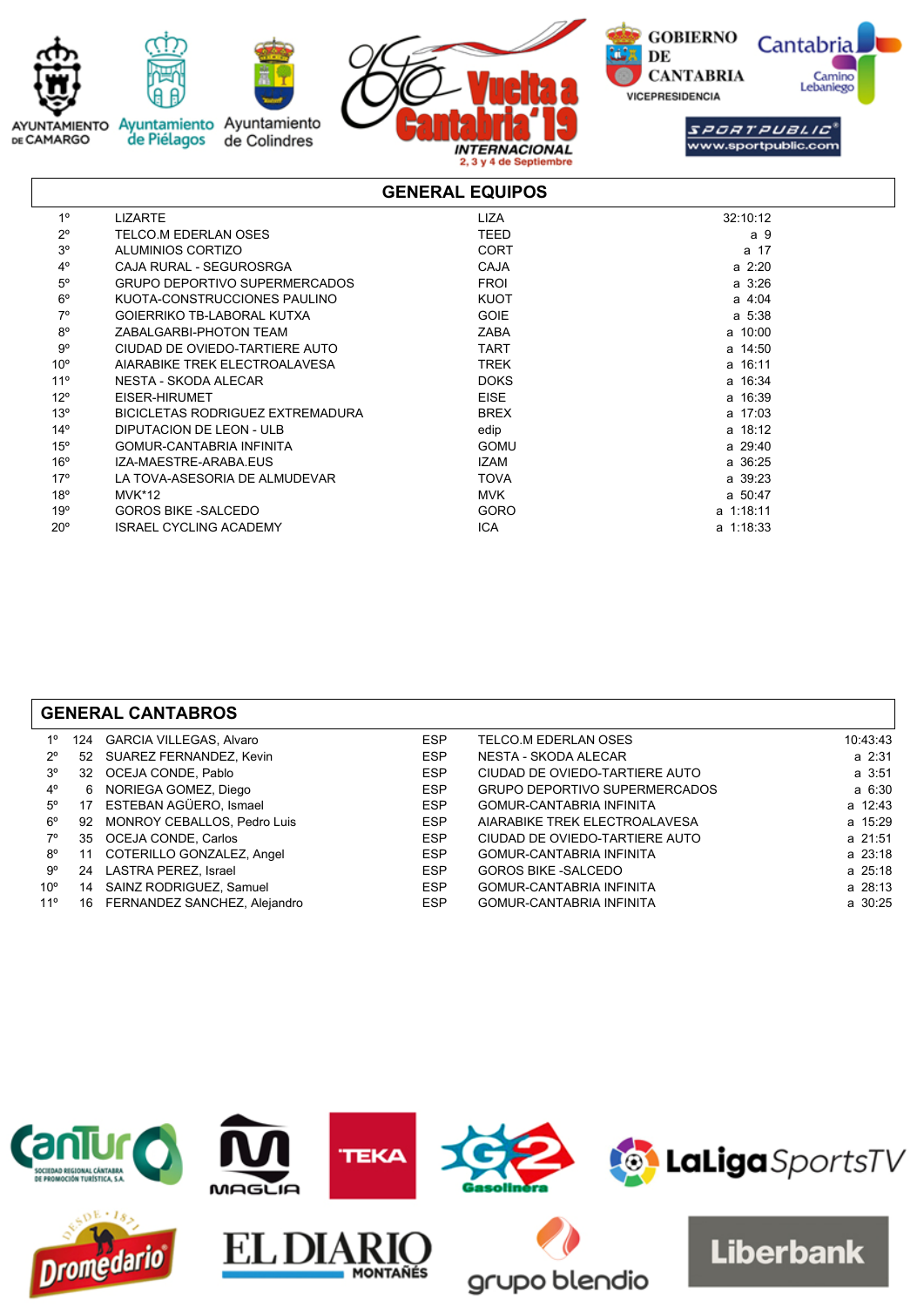## GENERAL EQUIPOS

| | | | |
|---|---|---|---|
| 1º | LIZARTE | LIZA | 32:10:12 |
| 2º | TELCO.M EDERLAN OSES | TEED | a 9 |
| 3º | ALUMINIOS CORTIZO | CORT | a 17 |
| 4º | CAJA RURAL - SEGUROSRGA | CAJA | a 2:20 |
| 5º | GRUPO DEPORTIVO SUPERMERCADOS | FROI | a 3:26 |
| 6º | KUOTA-CONSTRUCCIONES PAULINO | KUOT | a 4:04 |
| 7º | GOIERRIKO TB-LABORAL KUTXA | GOIE | a 5:38 |
| 8º | ZABALGARBI-PHOTON TEAM | ZABA | a 10:00 |
| 9º | CIUDAD DE OVIEDO-TARTIERE AUTO | TART | a 14:50 |
| 10º | AIARABIKE TREK ELECTROALAVESA | TREK | a 16:11 |
| 11º | NESTA - SKODA ALECAR | DOKS | a 16:34 |
| 12º | EISER-HIRUMET | EISE | a 16:39 |
| 13º | BICICLETAS RODRIGUEZ EXTREMADURA | BREX | a 17:03 |
| 14º | DIPUTACION DE LEON - ULB | edip | a 18:12 |
| 15º | GOMUR-CANTABRIA INFINITA | GOMU | a 29:40 |
| 16º | IZA-MAESTRE-ARABA.EUS | IZAM | a 36:25 |
| 17º | LA TOVA-ASESORIA DE ALMUDEVAR | TOVA | a 39:23 |
| 18º | MVK*12 | MVK | a 50:47 |
| 19º | GOROS BIKE -SALCEDO | GORO | a 1:18:11 |
| 20º | ISRAEL CYCLING ACADEMY | ICA | a 1:18:33 |

## GENERAL CANTABROS

| | | | | | |
|---|---|---|---|---|---|
| 1º | 124 | GARCIA VILLEGAS, Alvaro | ESP | TELCO.M EDERLAN OSES | 10:43:43 |
| 2º | 52 | SUAREZ FERNANDEZ, Kevin | ESP | NESTA - SKODA ALECAR | a 2:31 |
| 3º | 32 | OCEJA CONDE, Pablo | ESP | CIUDAD DE OVIEDO-TARTIERE AUTO | a 3:51 |
| 4º | 6 | NORIEGA GOMEZ, Diego | ESP | GRUPO DEPORTIVO SUPERMERCADOS | a 6:30 |
| 5º | 17 | ESTEBAN AGÜERO, Ismael | ESP | GOMUR-CANTABRIA INFINITA | a 12:43 |
| 6º | 92 | MONROY CEBALLOS, Pedro Luis | ESP | AIARABIKE TREK ELECTROALAVESA | a 15:29 |
| 7º | 35 | OCEJA CONDE, Carlos | ESP | CIUDAD DE OVIEDO-TARTIERE AUTO | a 21:51 |
| 8º | 11 | COTERILLO GONZALEZ, Angel | ESP | GOMUR-CANTABRIA INFINITA | a 23:18 |
| 9º | 24 | LASTRA PEREZ, Israel | ESP | GOROS BIKE -SALCEDO | a 25:18 |
| 10º | 14 | SAINZ RODRIGUEZ, Samuel | ESP | GOMUR-CANTABRIA INFINITA | a 28:13 |
| 11º | 16 | FERNANDEZ SANCHEZ, Alejandro | ESP | GOMUR-CANTABRIA INFINITA | a 30:25 |